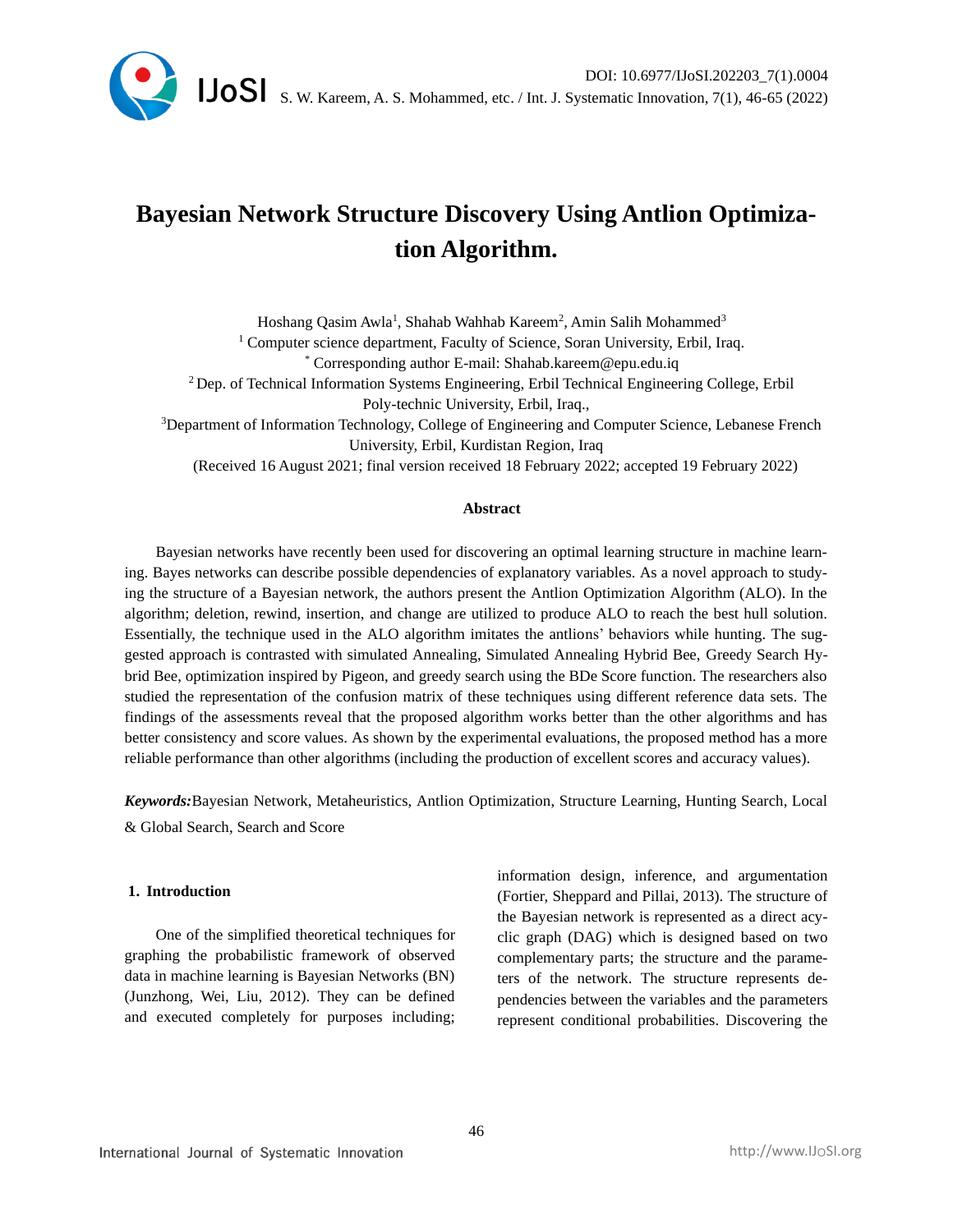# Bayesian Network Structure Discovery Using Antlion Optimization Algorithm.

Hoshang Qasim Awla[1], Shahab Wahhab Kareem[2], Amin Salih Mohammed[3]

[1] Computer science department, Faculty of Science, Soran University, Erbil, Iraq.

[*] Corresponding author E-mail: Shahab.kareem@epu.edu.iq

[2] Dep. of Technical Information Systems Engineering, Erbil Technical Engineering College, Erbil Poly-technic University, Erbil, Iraq.,

[3] Department of Information Technology, College of Engineering and Computer Science, Lebanese French University, Erbil, Kurdistan Region, Iraq

(Received 16 August 2021; final version received 18 February 2022; accepted 19 February 2022)

## Abstract

Bayesian networks have recently been used for discovering an optimal learning structure in machine learning. Bayes networks can describe possible dependencies of explanatory variables. As a novel approach to studying the structure of a Bayesian network, the authors present the Antlion Optimization Algorithm (ALO). In the algorithm; deletion, rewind, insertion, and change are utilized to produce ALO to reach the best hull solution. Essentially, the technique used in the ALO algorithm imitates the antlions' behaviors while hunting. The suggested approach is contrasted with simulated Annealing, Simulated Annealing Hybrid Bee, Greedy Search Hybrid Bee, optimization inspired by Pigeon, and greedy search using the BDe Score function. The researchers also studied the representation of the confusion matrix of these techniques using different reference data sets. The findings of the assessments reveal that the proposed algorithm works better than the other algorithms and has better consistency and score values. As shown by the experimental evaluations, the proposed method has a more reliable performance than other algorithms (including the production of excellent scores and accuracy values).

***Keywords:*** Bayesian Network, Metaheuristics, Antlion Optimization, Structure Learning, Hunting Search, Local & Global Search, Search and Score

## 1. Introduction

One of the simplified theoretical techniques for graphing the probabilistic framework of observed data in machine learning is Bayesian Networks (BN) (Junzhong, Wei, Liu, 2012). They can be defined and executed completely for purposes including; information design, inference, and argumentation (Fortier, Sheppard and Pillai, 2013). The structure of the Bayesian network is represented as a direct acyclic graph (DAG) which is designed based on two complementary parts; the structure and the parameters of the network. The structure represents dependencies between the variables and the parameters represent conditional probabilities. Discovering the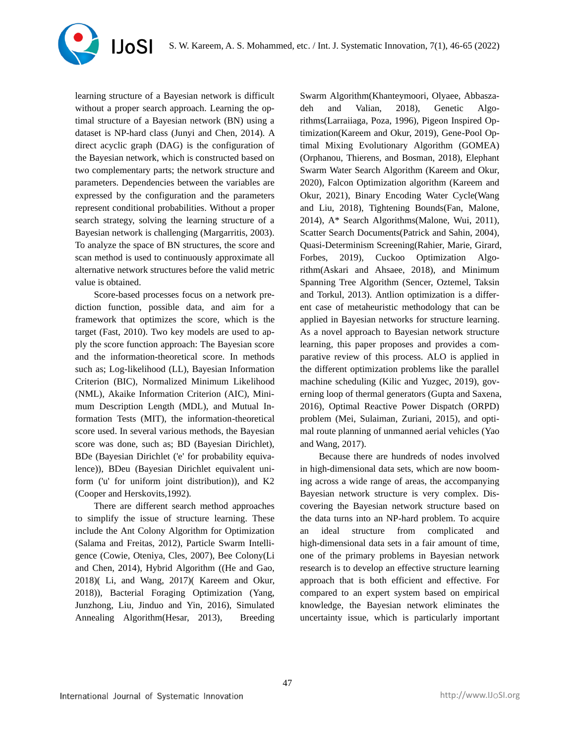learning structure of a Bayesian network is difficult without a proper search approach. Learning the optimal structure of a Bayesian network (BN) using a dataset is NP-hard class (Junyi and Chen, 2014). A direct acyclic graph (DAG) is the configuration of the Bayesian network, which is constructed based on two complementary parts; the network structure and parameters. Dependencies between the variables are expressed by the configuration and the parameters represent conditional probabilities. Without a proper search strategy, solving the learning structure of a Bayesian network is challenging (Margarritis, 2003). To analyze the space of BN structures, the score and scan method is used to continuously approximate all alternative network structures before the valid metric value is obtained.

Score-based processes focus on a network prediction function, possible data, and aim for a framework that optimizes the score, which is the target (Fast, 2010). Two key models are used to apply the score function approach: The Bayesian score and the information-theoretical score. In methods such as; Log-likelihood (LL), Bayesian Information Criterion (BIC), Normalized Minimum Likelihood (NML), Akaike Information Criterion (AIC), Minimum Description Length (MDL), and Mutual Information Tests (MIT), the information-theoretical score used. In several various methods, the Bayesian score was done, such as; BD (Bayesian Dirichlet), BDe (Bayesian Dirichlet ('e' for probability equivalence)), BDeu (Bayesian Dirichlet equivalent uniform ('u' for uniform joint distribution)), and K2 (Cooper and Herskovits,1992).

There are different search method approaches to simplify the issue of structure learning. These include the Ant Colony Algorithm for Optimization (Salama and Freitas, 2012), Particle Swarm Intelligence (Cowie, Oteniya, Cles, 2007), Bee Colony(Li and Chen, 2014), Hybrid Algorithm ((He and Gao, 2018)( Li, and Wang, 2017)( Kareem and Okur, 2018)), Bacterial Foraging Optimization (Yang, Junzhong, Liu, Jinduo and Yin, 2016), Simulated Annealing Algorithm(Hesar, 2013), Breeding Swarm Algorithm(Khanteymoori, Olyaee, Abbaszadeh and Valian, 2018), Genetic Algorithms(Larraiiaga, Poza, 1996), Pigeon Inspired Optimization(Kareem and Okur, 2019), Gene-Pool Optimal Mixing Evolutionary Algorithm (GOMEA) (Orphanou, Thierens, and Bosman, 2018), Elephant Swarm Water Search Algorithm (Kareem and Okur, 2020), Falcon Optimization algorithm (Kareem and Okur, 2021), Binary Encoding Water Cycle(Wang and Liu, 2018), Tightening Bounds(Fan, Malone, 2014), A* Search Algorithms(Malone, Wui, 2011), Scatter Search Documents(Patrick and Sahin, 2004), Quasi-Determinism Screening(Rahier, Marie, Girard, Forbes, 2019), Cuckoo Optimization Algorithm(Askari and Ahsaee, 2018), and Minimum Spanning Tree Algorithm (Sencer, Oztemel, Taksin and Torkul, 2013). Antlion optimization is a different case of metaheuristic methodology that can be applied in Bayesian networks for structure learning. As a novel approach to Bayesian network structure learning, this paper proposes and provides a comparative review of this process. ALO is applied in the different optimization problems like the parallel machine scheduling (Kilic and Yuzgec, 2019), governing loop of thermal generators (Gupta and Saxena, 2016), Optimal Reactive Power Dispatch (ORPD) problem (Mei, Sulaiman, Zuriani, 2015), and optimal route planning of unmanned aerial vehicles (Yao and Wang, 2017).

Because there are hundreds of nodes involved in high-dimensional data sets, which are now booming across a wide range of areas, the accompanying Bayesian network structure is very complex. Discovering the Bayesian network structure based on the data turns into an NP-hard problem. To acquire an ideal structure from complicated and high-dimensional data sets in a fair amount of time, one of the primary problems in Bayesian network research is to develop an effective structure learning approach that is both efficient and effective. For compared to an expert system based on empirical knowledge, the Bayesian network eliminates the uncertainty issue, which is particularly important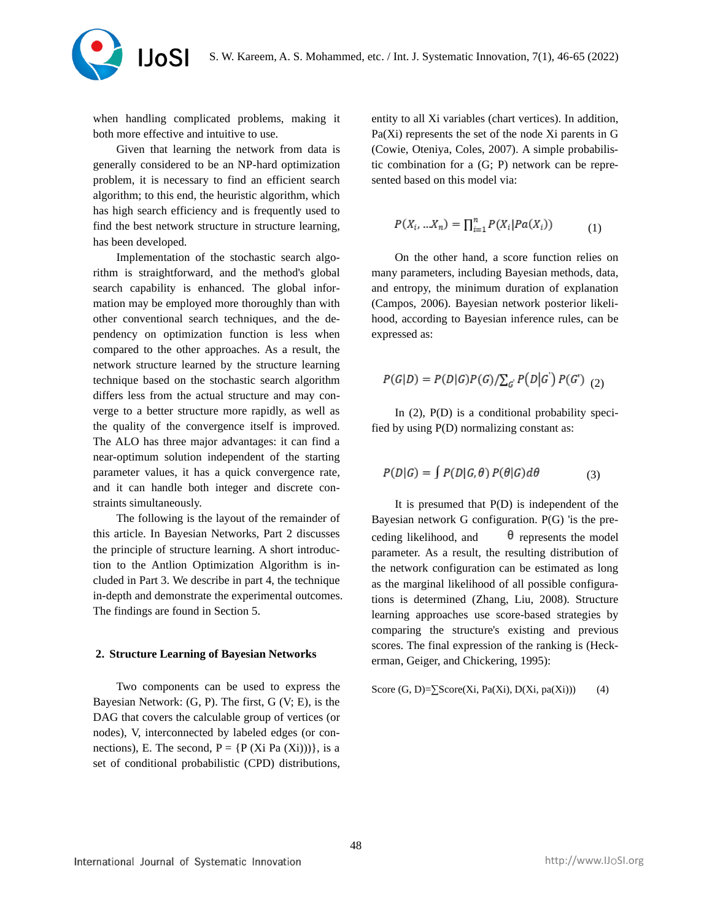when handling complicated problems, making it both more effective and intuitive to use.

Given that learning the network from data is generally considered to be an NP-hard optimization problem, it is necessary to find an efficient search algorithm; to this end, the heuristic algorithm, which has high search efficiency and is frequently used to find the best network structure in structure learning, has been developed.

Implementation of the stochastic search algorithm is straightforward, and the method's global search capability is enhanced. The global information may be employed more thoroughly than with other conventional search techniques, and the dependency on optimization function is less when compared to the other approaches. As a result, the network structure learned by the structure learning technique based on the stochastic search algorithm differs less from the actual structure and may converge to a better structure more rapidly, as well as the quality of the convergence itself is improved. The ALO has three major advantages: it can find a near-optimum solution independent of the starting parameter values, it has a quick convergence rate, and it can handle both integer and discrete constraints simultaneously.

The following is the layout of the remainder of this article. In Bayesian Networks, Part 2 discusses the principle of structure learning. A short introduction to the Antlion Optimization Algorithm is included in Part 3. We describe in part 4, the technique in-depth and demonstrate the experimental outcomes. The findings are found in Section 5.

## 2. Structure Learning of Bayesian Networks

Two components can be used to express the Bayesian Network: (G, P). The first, G (V; E), is the DAG that covers the calculable group of vertices (or nodes), V, interconnected by labeled edges (or connections), E. The second, P = {P (Xi Pa (Xi)))}, is a set of conditional probabilistic (CPD) distributions, entity to all Xi variables (chart vertices). In addition, Pa(Xi) represents the set of the node Xi parents in G (Cowie, Oteniya, Coles, 2007). A simple probabilistic combination for a (G; P) network can be represented based on this model via:

$$P(X_i, \ldots X_n) = \prod_{i=1}^{n} P(X_i|Pa(X_i)) \quad (1)$$

On the other hand, a score function relies on many parameters, including Bayesian methods, data, and entropy, the minimum duration of explanation (Campos, 2006). Bayesian network posterior likelihood, according to Bayesian inference rules, can be expressed as:

$$P(G|D) = P(D|G)P(G)/\sum_{G'} P\left(D\middle|G'\right) P(G') \quad (2)$$

In (2), P(D) is a conditional probability specified by using P(D) normalizing constant as:

$$P(D|G) = \int P(D|G,\theta)\, P(\theta|G) d\theta \quad (3)$$

It is presumed that P(D) is independent of the Bayesian network G configuration. P(G) 'is the preceding likelihood, and $\theta$ represents the model parameter. As a result, the resulting distribution of the network configuration can be estimated as long as the marginal likelihood of all possible configurations is determined (Zhang, Liu, 2008). Structure learning approaches use score-based strategies by comparing the structure's existing and previous scores. The final expression of the ranking is (Heckerman, Geiger, and Chickering, 1995):

Score (G, D)=∑Score(Xi, Pa(Xi), D(Xi, pa(Xi))) (4)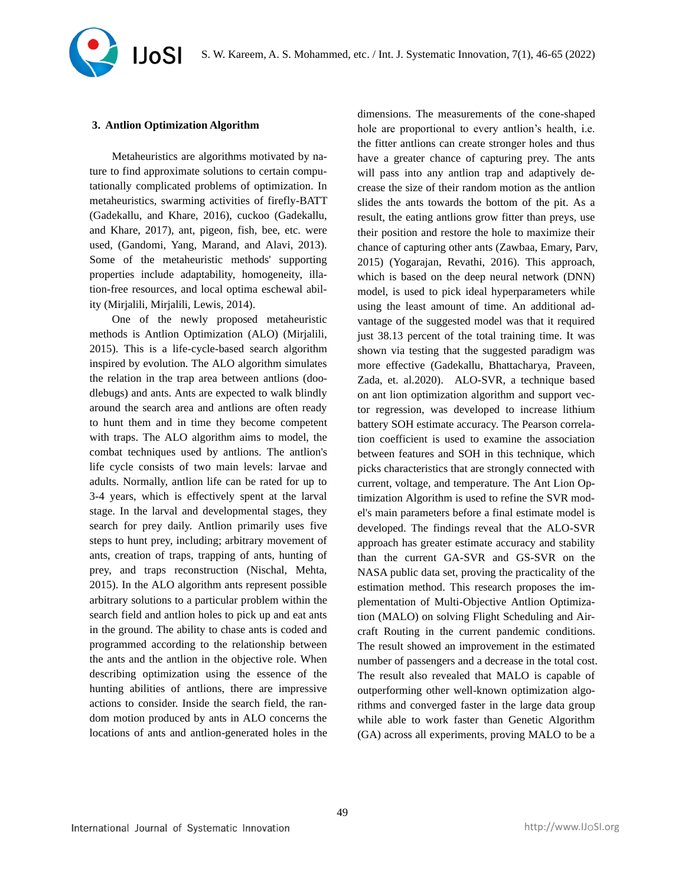## 3. Antlion Optimization Algorithm

Metaheuristics are algorithms motivated by nature to find approximate solutions to certain computationally complicated problems of optimization. In metaheuristics, swarming activities of firefly-BATT (Gadekallu, and Khare, 2016), cuckoo (Gadekallu, and Khare, 2017), ant, pigeon, fish, bee, etc. were used, (Gandomi, Yang, Marand, and Alavi, 2013). Some of the metaheuristic methods' supporting properties include adaptability, homogeneity, illation-free resources, and local optima eschewal ability (Mirjalili, Mirjalili, Lewis, 2014).

One of the newly proposed metaheuristic methods is Antlion Optimization (ALO) (Mirjalili, 2015). This is a life-cycle-based search algorithm inspired by evolution. The ALO algorithm simulates the relation in the trap area between antlions (doodlebugs) and ants. Ants are expected to walk blindly around the search area and antlions are often ready to hunt them and in time they become competent with traps. The ALO algorithm aims to model, the combat techniques used by antlions. The antlion's life cycle consists of two main levels: larvae and adults. Normally, antlion life can be rated for up to 3-4 years, which is effectively spent at the larval stage. In the larval and developmental stages, they search for prey daily. Antlion primarily uses five steps to hunt prey, including; arbitrary movement of ants, creation of traps, trapping of ants, hunting of prey, and traps reconstruction (Nischal, Mehta, 2015). In the ALO algorithm ants represent possible arbitrary solutions to a particular problem within the search field and antlion holes to pick up and eat ants in the ground. The ability to chase ants is coded and programmed according to the relationship between the ants and the antlion in the objective role. When describing optimization using the essence of the hunting abilities of antlions, there are impressive actions to consider. Inside the search field, the random motion produced by ants in ALO concerns the locations of ants and antlion-generated holes in the dimensions. The measurements of the cone-shaped hole are proportional to every antlion's health, i.e. the fitter antlions can create stronger holes and thus have a greater chance of capturing prey. The ants will pass into any antlion trap and adaptively decrease the size of their random motion as the antlion slides the ants towards the bottom of the pit. As a result, the eating antlions grow fitter than preys, use their position and restore the hole to maximize their chance of capturing other ants (Zawbaa, Emary, Parv, 2015) (Yogarajan, Revathi, 2016). This approach, which is based on the deep neural network (DNN) model, is used to pick ideal hyperparameters while using the least amount of time. An additional advantage of the suggested model was that it required just 38.13 percent of the total training time. It was shown via testing that the suggested paradigm was more effective (Gadekallu, Bhattacharya, Praveen, Zada, et. al.2020). ALO-SVR, a technique based on ant lion optimization algorithm and support vector regression, was developed to increase lithium battery SOH estimate accuracy. The Pearson correlation coefficient is used to examine the association between features and SOH in this technique, which picks characteristics that are strongly connected with current, voltage, and temperature. The Ant Lion Optimization Algorithm is used to refine the SVR model's main parameters before a final estimate model is developed. The findings reveal that the ALO-SVR approach has greater estimate accuracy and stability than the current GA-SVR and GS-SVR on the NASA public data set, proving the practicality of the estimation method. This research proposes the implementation of Multi-Objective Antlion Optimization (MALO) on solving Flight Scheduling and Aircraft Routing in the current pandemic conditions. The result showed an improvement in the estimated number of passengers and a decrease in the total cost. The result also revealed that MALO is capable of outperforming other well-known optimization algorithms and converged faster in the large data group while able to work faster than Genetic Algorithm (GA) across all experiments, proving MALO to be a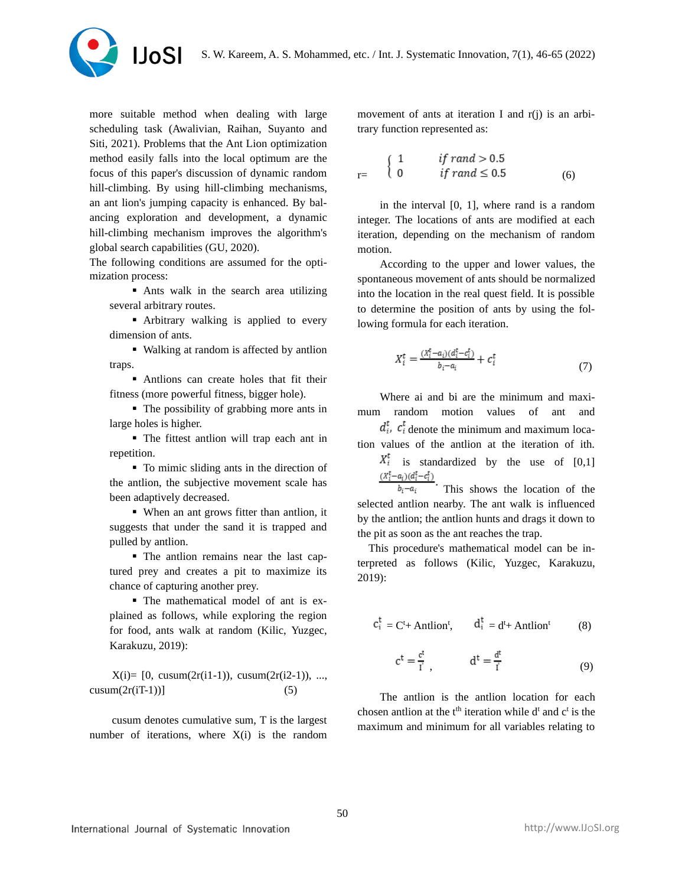more suitable method when dealing with large scheduling task (Awalivian, Raihan, Suyanto and Siti, 2021). Problems that the Ant Lion optimization method easily falls into the local optimum are the focus of this paper's discussion of dynamic random hill-climbing. By using hill-climbing mechanisms, an ant lion's jumping capacity is enhanced. By balancing exploration and development, a dynamic hill-climbing mechanism improves the algorithm's global search capabilities (GU, 2020).

The following conditions are assumed for the optimization process:

- Ants walk in the search area utilizing several arbitrary routes.
- Arbitrary walking is applied to every dimension of ants.
- Walking at random is affected by antlion traps.
- Antlions can create holes that fit their fitness (more powerful fitness, bigger hole).
- The possibility of grabbing more ants in large holes is higher.
- The fittest antlion will trap each ant in repetition.
- To mimic sliding ants in the direction of the antlion, the subjective movement scale has been adaptively decreased.
- When an ant grows fitter than antlion, it suggests that under the sand it is trapped and pulled by antlion.
- The antlion remains near the last captured prey and creates a pit to maximize its chance of capturing another prey.
- The mathematical model of ant is explained as follows, while exploring the region for food, ants walk at random (Kilic, Yuzgec, Karakuzu, 2019):

$$X(i) = [0, \mathrm{cusum}(2r(i1-1)), \mathrm{cusum}(2r(i2-1)), \ldots, \mathrm{cusum}(2r(iT-1))] \quad (5)$$

cusum denotes cumulative sum, T is the largest number of iterations, where X(i) is the random movement of ants at iteration I and r(j) is an arbitrary function represented as:

$$r = \begin{cases} 1 & \text{if } rand > 0.5 \\ 0 & \text{if } rand \leq 0.5 \end{cases} \quad (6)$$

in the interval [0, 1], where rand is a random integer. The locations of ants are modified at each iteration, depending on the mechanism of random motion.

According to the upper and lower values, the spontaneous movement of ants should be normalized into the location in the real quest field. It is possible to determine the position of ants by using the following formula for each iteration.

$$X_i^t = \frac{(X_i^t - a_i)(d_i^t - c_i^t)}{b_i - a_i} + c_i^t \quad (7)$$

Where ai and bi are the minimum and maximum random motion values of ant and $d_i^t$, $c_i^t$ denote the minimum and maximum location values of the antlion at the iteration of ith. $X_i^t$ is standardized by the use of [0,1] $\frac{(X_i^t - a_i)(d_i^t - c_i^t)}{b_i - a_i}$. This shows the location of the selected antlion nearby. The ant walk is influenced by the antlion; the antlion hunts and drags it down to the pit as soon as the ant reaches the trap.

This procedure's mathematical model can be interpreted as follows (Kilic, Yuzgec, Karakuzu, 2019):

$$c_i^t = C^t + \mathrm{Antlion}^t, \qquad d_i^t = d^t + \mathrm{Antlion}^t \quad (8)$$

$$c^t = \frac{c^t}{I}, \qquad d^t = \frac{d^t}{I} \quad (9)$$

The antlion is the antlion location for each chosen antlion at the $t^{th}$ iteration while $d^t$ and $c^t$ is the maximum and minimum for all variables relating to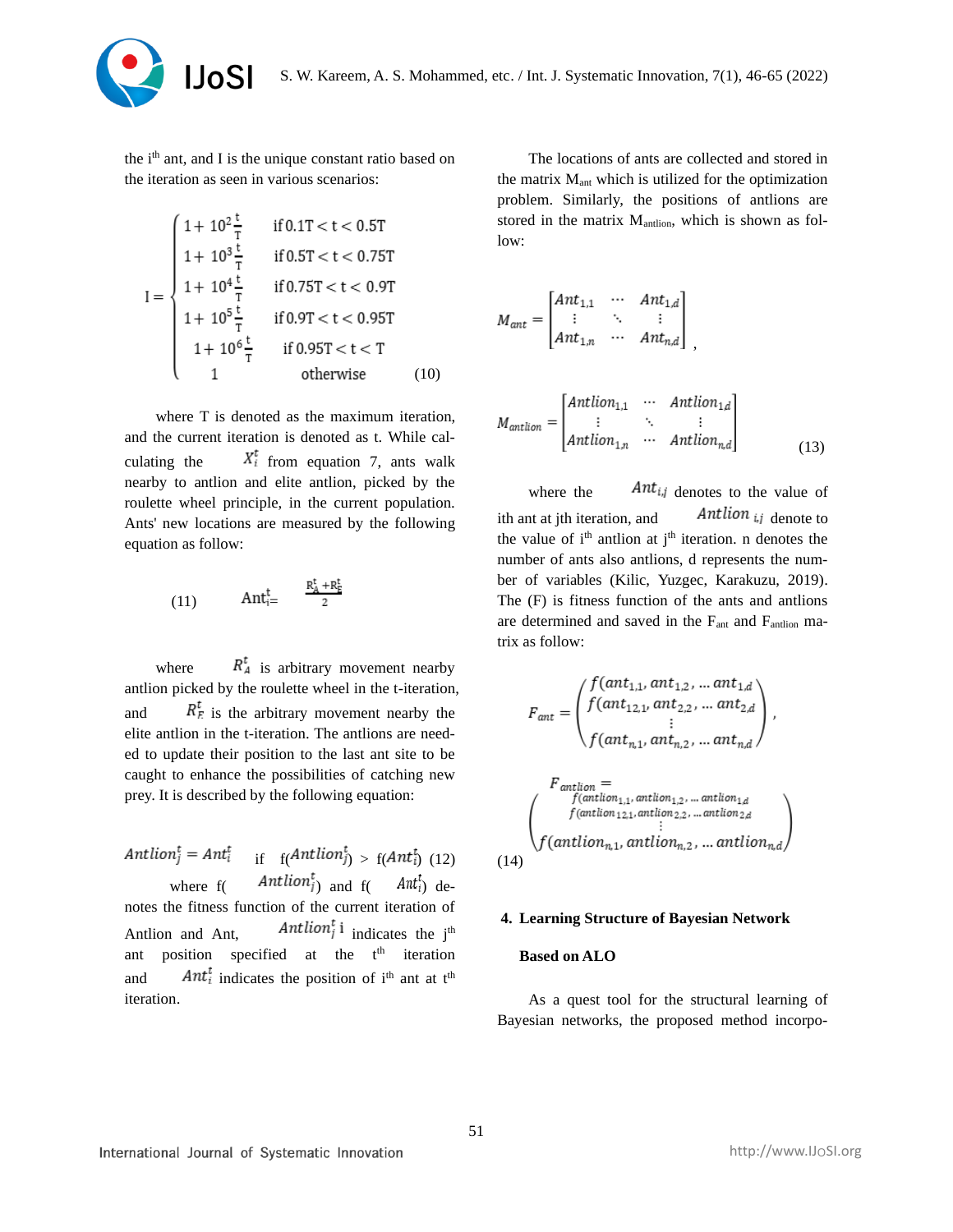the $i^{th}$ ant, and I is the unique constant ratio based on the iteration as seen in various scenarios:

$$
I = \begin{cases} 1 + 10^2 \frac{t}{T} & \text{if } 0.1T < t < 0.5T \\ 1 + 10^3 \frac{t}{T} & \text{if } 0.5T < t < 0.75T \\ 1 + 10^4 \frac{t}{T} & \text{if } 0.75T < t < 0.9T \\ 1 + 10^5 \frac{t}{T} & \text{if } 0.9T < t < 0.95T \\ 1 + 10^6 \frac{t}{T} & \text{if } 0.95T < t < T \\ 1 & \text{otherwise} \end{cases} \quad (10)
$$

where T is denoted as the maximum iteration, and the current iteration is denoted as t. While calculating the $X_i^t$ from equation 7, ants walk nearby to antlion and elite antlion, picked by the roulette wheel principle, in the current population. Ants' new locations are measured by the following equation as follow:

$$
(11) \qquad Ant_i^t = \frac{R_A^t + R_E^t}{2}
$$

where $R_A^t$ is arbitrary movement nearby antlion picked by the roulette wheel in the t-iteration, and $R_E^t$ is the arbitrary movement nearby the elite antlion in the t-iteration. The antlions are needed to update their position to the last ant site to be caught to enhance the possibilities of catching new prey. It is described by the following equation:

$$
Antlion_j^t = Ant_i^t \quad \text{if} \quad f(Antlion_j^t) > f(Ant_i^t) \quad (12)
$$

where f($Antlion_j^t$) and f($Ant_i^t$) denotes the fitness function of the current iteration of Antlion and Ant, $Antlion_j^t$ i indicates the $j^{th}$ ant position specified at the $t^{th}$ iteration and $Ant_i^t$ indicates the position of $i^{th}$ ant at $t^{th}$ iteration.

The locations of ants are collected and stored in the matrix $M_{ant}$ which is utilized for the optimization problem. Similarly, the positions of antlions are stored in the matrix $M_{antlion}$, which is shown as follow:

$$
M_{ant} = \begin{bmatrix} Ant_{1,1} & \cdots & Ant_{1,d} \\ \vdots & \ddots & \vdots \\ Ant_{1,n} & \cdots & Ant_{n,d} \end{bmatrix},
$$

$$
M_{antlion} = \begin{bmatrix} Antlion_{1,1} & \cdots & Antlion_{1,d} \\ \vdots & \ddots & \vdots \\ Antlion_{1,n} & \cdots & Antlion_{n,d} \end{bmatrix} \quad (13)
$$

where the $Ant_{i,j}$ denotes to the value of ith ant at jth iteration, and $Antlion_{i,j}$ denote to the value of $i^{th}$ antlion at $j^{th}$ iteration. n denotes the number of ants also antlions, d represents the number of variables (Kilic, Yuzgec, Karakuzu, 2019). The (F) is fitness function of the ants and antlions are determined and saved in the $F_{ant}$ and $F_{antlion}$ matrix as follow:

$$
F_{ant} = \begin{pmatrix} f(ant_{1,1}, ant_{1,2}, \ldots ant_{1,d} \\ f(ant_{12,1}, ant_{2,2}, \ldots ant_{2,d} \\ \vdots \\ f(ant_{n,1}, ant_{n,2}, \ldots ant_{n,d} \end{pmatrix},
$$

$$
F_{antlion} = \begin{pmatrix} f(antlion_{1,1}, antlion_{1,2}, \ldots antlion_{1,d} \\ f(antlion_{12,1}, antlion_{2,2}, \ldots antlion_{2,d} \\ \vdots \\ f(antlion_{n,1}, antlion_{n,2}, \ldots antlion_{n,d} \end{pmatrix} \quad (14)
$$

## 4. Learning Structure of Bayesian Network Based on ALO

As a quest tool for the structural learning of Bayesian networks, the proposed method incorpo-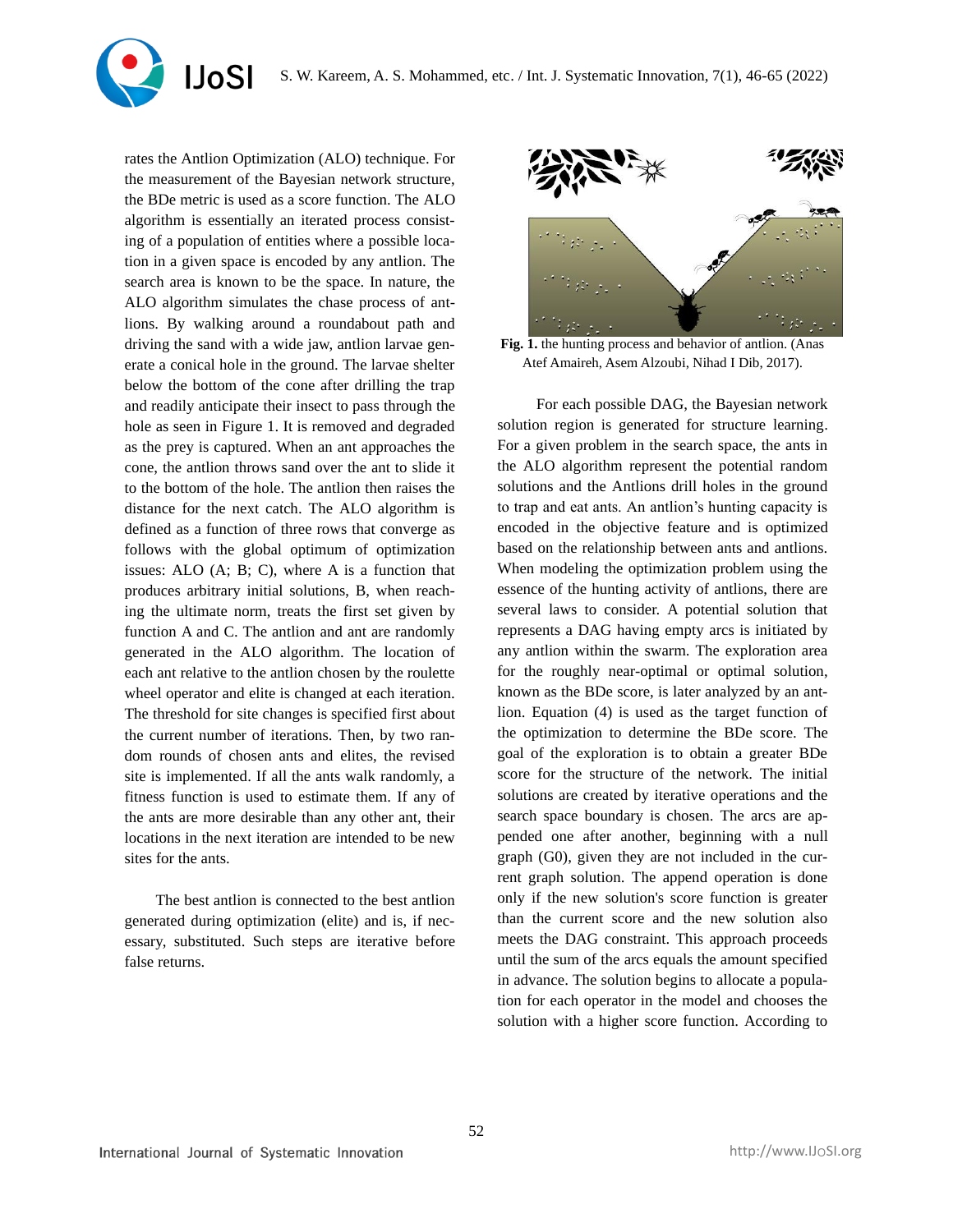rates the Antlion Optimization (ALO) technique. For the measurement of the Bayesian network structure, the BDe metric is used as a score function. The ALO algorithm is essentially an iterated process consisting of a population of entities where a possible location in a given space is encoded by any antlion. The search area is known to be the space. In nature, the ALO algorithm simulates the chase process of antlions. By walking around a roundabout path and driving the sand with a wide jaw, antlion larvae generate a conical hole in the ground. The larvae shelter below the bottom of the cone after drilling the trap and readily anticipate their insect to pass through the hole as seen in Figure 1. It is removed and degraded as the prey is captured. When an ant approaches the cone, the antlion throws sand over the ant to slide it to the bottom of the hole. The antlion then raises the distance for the next catch. The ALO algorithm is defined as a function of three rows that converge as follows with the global optimum of optimization issues: ALO (A; B; C), where A is a function that produces arbitrary initial solutions, B, when reaching the ultimate norm, treats the first set given by function A and C. The antlion and ant are randomly generated in the ALO algorithm. The location of each ant relative to the antlion chosen by the roulette wheel operator and elite is changed at each iteration. The threshold for site changes is specified first about the current number of iterations. Then, by two random rounds of chosen ants and elites, the revised site is implemented. If all the ants walk randomly, a fitness function is used to estimate them. If any of the ants are more desirable than any other ant, their locations in the next iteration are intended to be new sites for the ants.

The best antlion is connected to the best antlion generated during optimization (elite) and is, if necessary, substituted. Such steps are iterative before false returns.

**Fig. 1.** the hunting process and behavior of antlion. (Anas Atef Amaireh, Asem Alzoubi, Nihad I Dib, 2017).

For each possible DAG, the Bayesian network solution region is generated for structure learning. For a given problem in the search space, the ants in the ALO algorithm represent the potential random solutions and the Antlions drill holes in the ground to trap and eat ants. An antlion's hunting capacity is encoded in the objective feature and is optimized based on the relationship between ants and antlions. When modeling the optimization problem using the essence of the hunting activity of antlions, there are several laws to consider. A potential solution that represents a DAG having empty arcs is initiated by any antlion within the swarm. The exploration area for the roughly near-optimal or optimal solution, known as the BDe score, is later analyzed by an antlion. Equation (4) is used as the target function of the optimization to determine the BDe score. The goal of the exploration is to obtain a greater BDe score for the structure of the network. The initial solutions are created by iterative operations and the search space boundary is chosen. The arcs are appended one after another, beginning with a null graph (G0), given they are not included in the current graph solution. The append operation is done only if the new solution's score function is greater than the current score and the new solution also meets the DAG constraint. This approach proceeds until the sum of the arcs equals the amount specified in advance. The solution begins to allocate a population for each operator in the model and chooses the solution with a higher score function. According to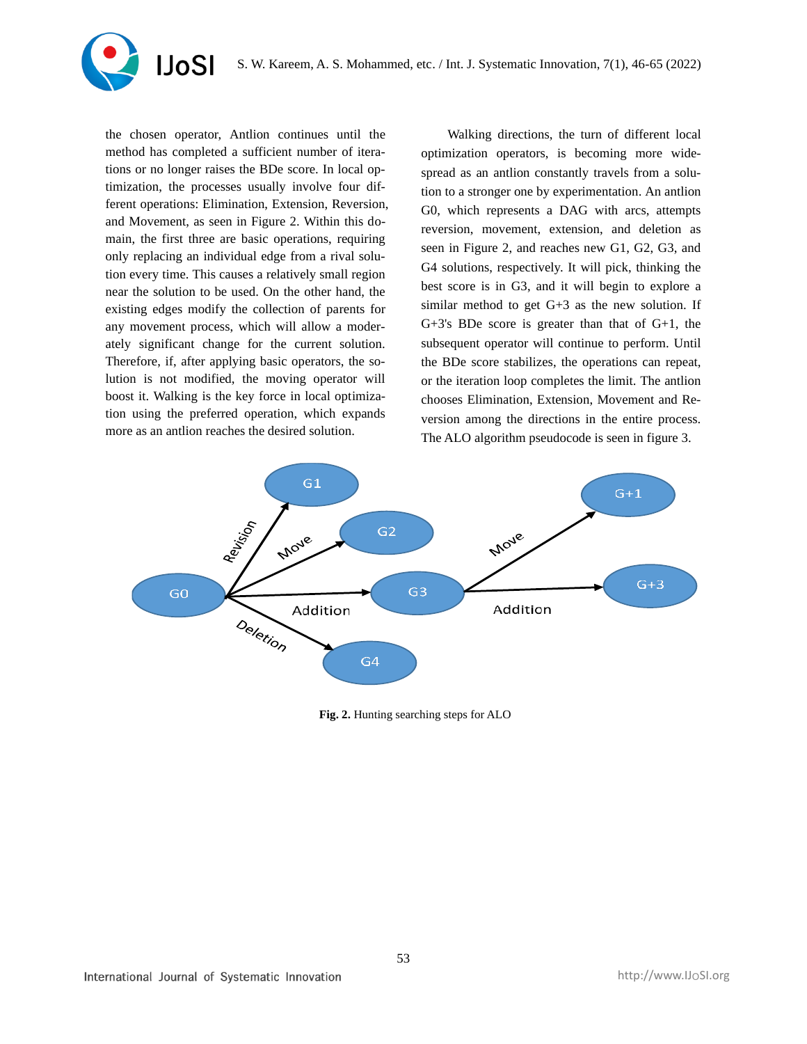the chosen operator, Antlion continues until the method has completed a sufficient number of iterations or no longer raises the BDe score. In local optimization, the processes usually involve four different operations: Elimination, Extension, Reversion, and Movement, as seen in Figure 2. Within this domain, the first three are basic operations, requiring only replacing an individual edge from a rival solution every time. This causes a relatively small region near the solution to be used. On the other hand, the existing edges modify the collection of parents for any movement process, which will allow a moderately significant change for the current solution. Therefore, if, after applying basic operators, the solution is not modified, the moving operator will boost it. Walking is the key force in local optimization using the preferred operation, which expands more as an antlion reaches the desired solution.

Walking directions, the turn of different local optimization operators, is becoming more widespread as an antlion constantly travels from a solution to a stronger one by experimentation. An antlion G0, which represents a DAG with arcs, attempts reversion, movement, extension, and deletion as seen in Figure 2, and reaches new G1, G2, G3, and G4 solutions, respectively. It will pick, thinking the best score is in G3, and it will begin to explore a similar method to get G+3 as the new solution. If G+3's BDe score is greater than that of G+1, the subsequent operator will continue to perform. Until the BDe score stabilizes, the operations can repeat, or the iteration loop completes the limit. The antlion chooses Elimination, Extension, Movement and Reversion among the directions in the entire process. The ALO algorithm pseudocode is seen in figure 3.

**Fig. 2.** Hunting searching steps for ALO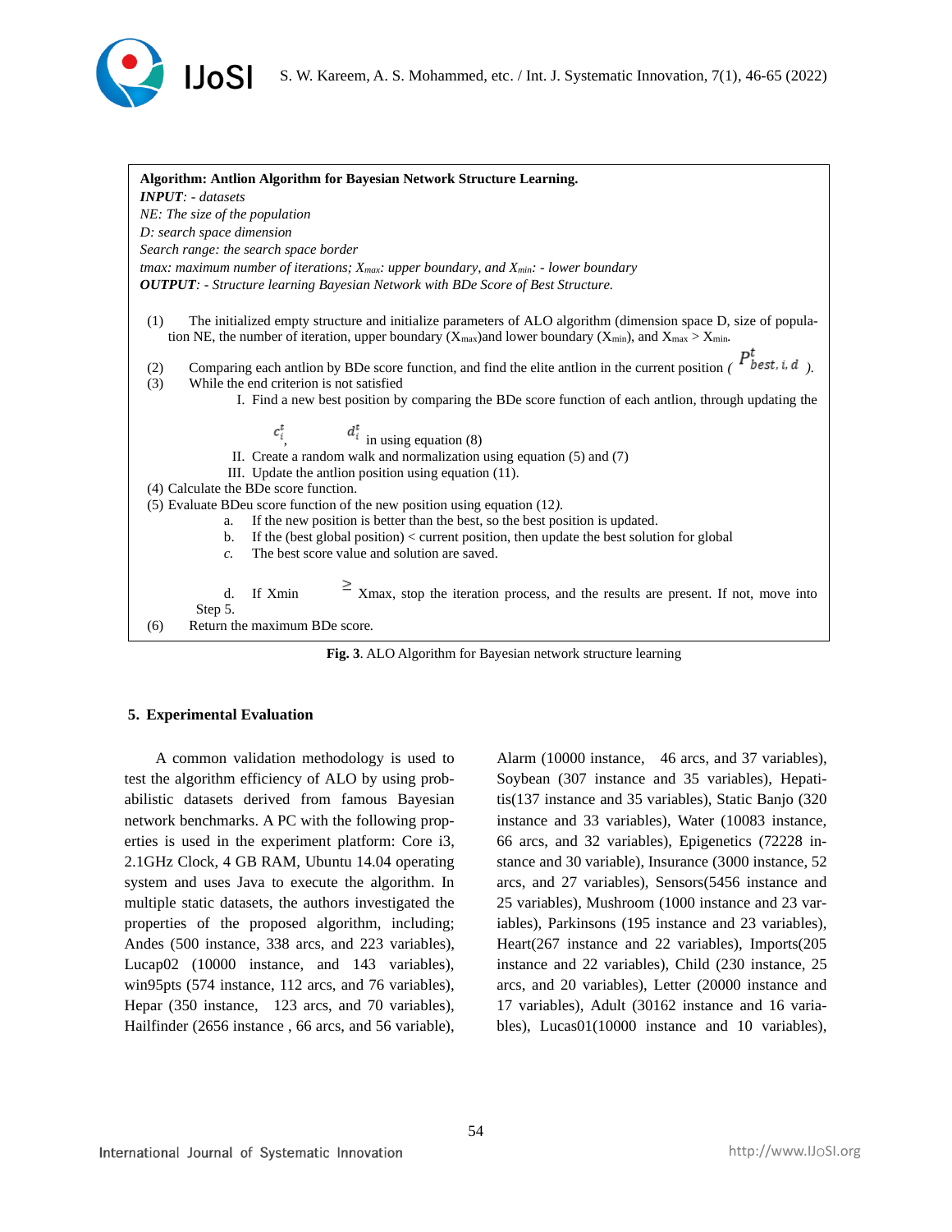**Algorithm: Antlion Algorithm for Bayesian Network Structure Learning.**
***INPUT***: *- datasets*
*NE: The size of the population*
*D: search space dimension*
*Search range: the search space border*
*tmax: maximum number of iterations; $X_{max}$: upper boundary, and $X_{min}$: - lower boundary*
***OUTPUT***: *- Structure learning Bayesian Network with BDe Score of Best Structure.*

(1) The initialized empty structure and initialize parameters of ALO algorithm (dimension space D, size of population NE, the number of iteration, upper boundary ($X_{max}$)and lower boundary ($X_{min}$), and $X_{max} > X_{min}$.

(2) Comparing each antlion by BDe score function, and find the elite antlion in the current position ( $P^{t}_{best,i,d}$ ).

(3) While the end criterion is not satisfied

I. Find a new best position by comparing the BDe score function of each antlion, through updating the $c^t_i$, $d^t_i$ in using equation (8)

II. Create a random walk and normalization using equation (5) and (7)

III. Update the antlion position using equation (11).

(4) Calculate the BDe score function.

(5) Evaluate BDeu score function of the new position using equation (12).

a. If the new position is better than the best, so the best position is updated.

b. If the (best global position) < current position, then update the best solution for global

c. The best score value and solution are saved.

d. If Xmin $\geq$ Xmax, stop the iteration process, and the results are present. If not, move into Step 5.

(6) Return the maximum BDe score.

**Fig. 3**. ALO Algorithm for Bayesian network structure learning

## 5. Experimental Evaluation

A common validation methodology is used to test the algorithm efficiency of ALO by using probabilistic datasets derived from famous Bayesian network benchmarks. A PC with the following properties is used in the experiment platform: Core i3, 2.1GHz Clock, 4 GB RAM, Ubuntu 14.04 operating system and uses Java to execute the algorithm. In multiple static datasets, the authors investigated the properties of the proposed algorithm, including; Andes (500 instance, 338 arcs, and 223 variables), Lucap02 (10000 instance, and 143 variables), win95pts (574 instance, 112 arcs, and 76 variables), Hepar (350 instance, 123 arcs, and 70 variables), Hailfinder (2656 instance , 66 arcs, and 56 variable), Alarm (10000 instance, 46 arcs, and 37 variables), Soybean (307 instance and 35 variables), Hepatitis(137 instance and 35 variables), Static Banjo (320 instance and 33 variables), Water (10083 instance, 66 arcs, and 32 variables), Epigenetics (72228 instance and 30 variable), Insurance (3000 instance, 52 arcs, and 27 variables), Sensors(5456 instance and 25 variables), Mushroom (1000 instance and 23 variables), Parkinsons (195 instance and 23 variables), Heart(267 instance and 22 variables), Imports(205 instance and 22 variables), Child (230 instance, 25 arcs, and 20 variables), Letter (20000 instance and 17 variables), Adult (30162 instance and 16 variables), Lucas01(10000 instance and 10 variables),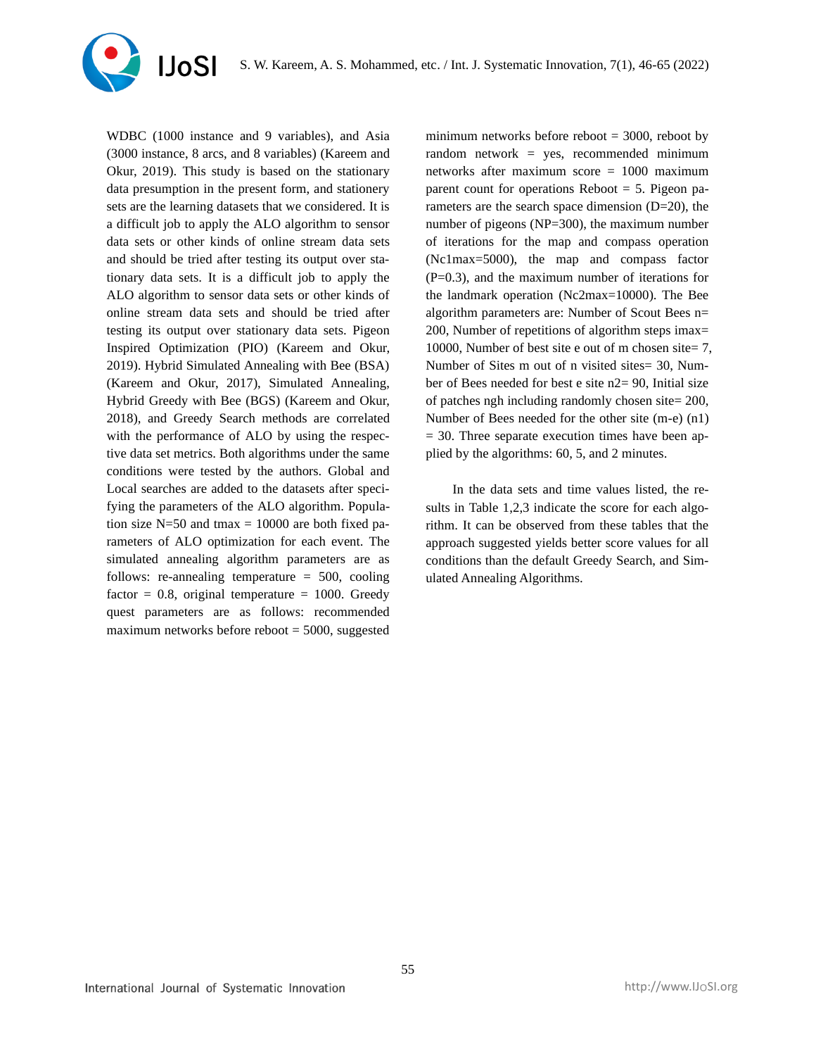WDBC (1000 instance and 9 variables), and Asia (3000 instance, 8 arcs, and 8 variables) (Kareem and Okur, 2019). This study is based on the stationary data presumption in the present form, and stationery sets are the learning datasets that we considered. It is a difficult job to apply the ALO algorithm to sensor data sets or other kinds of online stream data sets and should be tried after testing its output over stationary data sets. It is a difficult job to apply the ALO algorithm to sensor data sets or other kinds of online stream data sets and should be tried after testing its output over stationary data sets. Pigeon Inspired Optimization (PIO) (Kareem and Okur, 2019). Hybrid Simulated Annealing with Bee (BSA) (Kareem and Okur, 2017), Simulated Annealing, Hybrid Greedy with Bee (BGS) (Kareem and Okur, 2018), and Greedy Search methods are correlated with the performance of ALO by using the respective data set metrics. Both algorithms under the same conditions were tested by the authors. Global and Local searches are added to the datasets after specifying the parameters of the ALO algorithm. Population size N=50 and tmax = 10000 are both fixed parameters of ALO optimization for each event. The simulated annealing algorithm parameters are as follows: re-annealing temperature = 500, cooling factor = 0.8, original temperature = 1000. Greedy quest parameters are as follows: recommended maximum networks before reboot = 5000, suggested minimum networks before reboot = 3000, reboot by random network = yes, recommended minimum networks after maximum score = 1000 maximum parent count for operations Reboot = 5. Pigeon parameters are the search space dimension (D=20), the number of pigeons (NP=300), the maximum number of iterations for the map and compass operation (Nc1max=5000), the map and compass factor (P=0.3), and the maximum number of iterations for the landmark operation (Nc2max=10000). The Bee algorithm parameters are: Number of Scout Bees n= 200, Number of repetitions of algorithm steps imax= 10000, Number of best site e out of m chosen site= 7, Number of Sites m out of n visited sites= 30, Number of Bees needed for best e site n2= 90, Initial size of patches ngh including randomly chosen site= 200, Number of Bees needed for the other site (m-e) (n1) = 30. Three separate execution times have been applied by the algorithms: 60, 5, and 2 minutes.

In the data sets and time values listed, the results in Table 1,2,3 indicate the score for each algorithm. It can be observed from these tables that the approach suggested yields better score values for all conditions than the default Greedy Search, and Simulated Annealing Algorithms.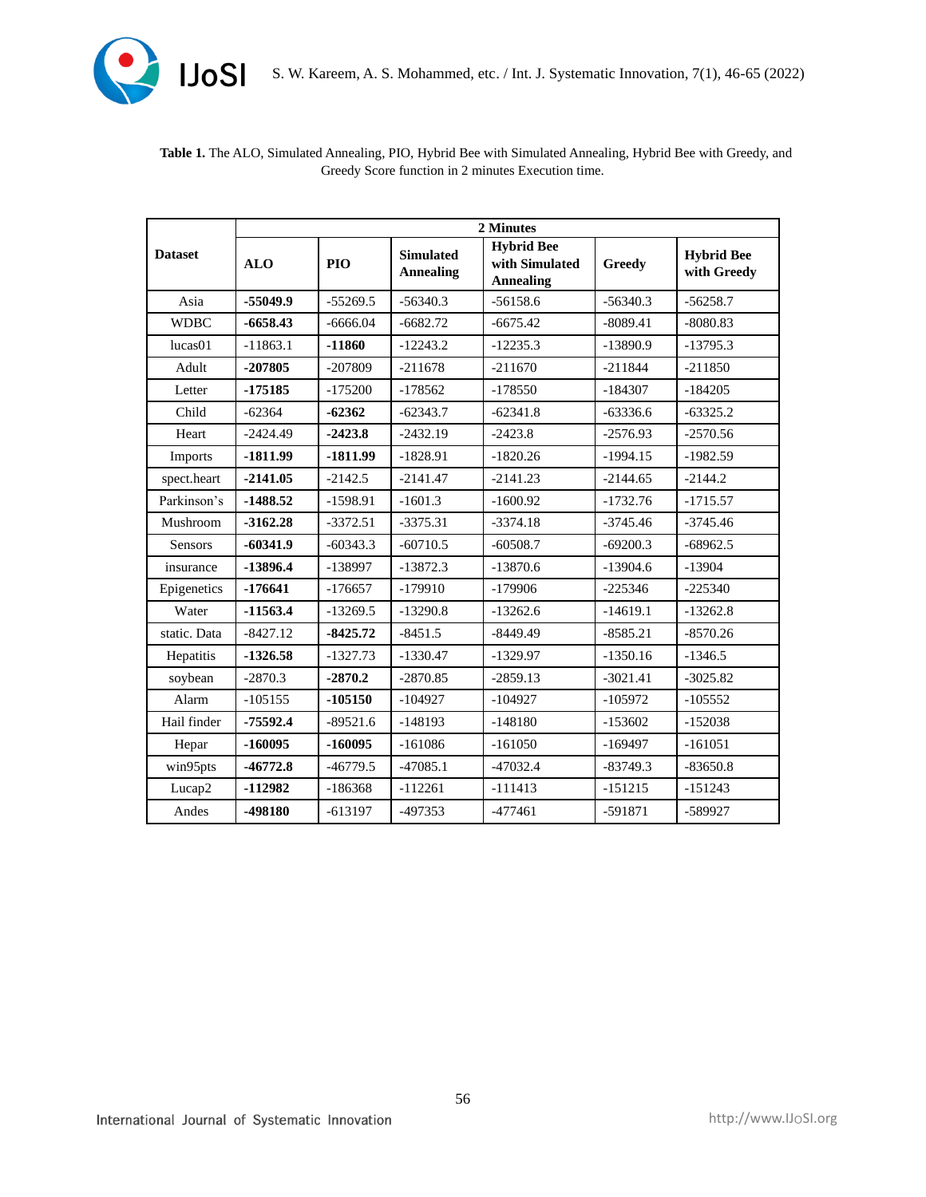**Table 1.** The ALO, Simulated Annealing, PIO, Hybrid Bee with Simulated Annealing, Hybrid Bee with Greedy, and Greedy Score function in 2 minutes Execution time.

| Dataset | 2 Minutes | | | | | |
|---|---|---|---|---|---|---|
| | ALO | PIO | Simulated Annealing | Hybrid Bee with Simulated Annealing | Greedy | Hybrid Bee with Greedy |
| Asia | **-55049.9** | -55269.5 | -56340.3 | -56158.6 | -56340.3 | -56258.7 |
| WDBC | **-6658.43** | -6666.04 | -6682.72 | -6675.42 | -8089.41 | -8080.83 |
| lucas01 | -11863.1 | **-11860** | -12243.2 | -12235.3 | -13890.9 | -13795.3 |
| Adult | **-207805** | -207809 | -211678 | -211670 | -211844 | -211850 |
| Letter | **-175185** | -175200 | -178562 | -178550 | -184307 | -184205 |
| Child | -62364 | **-62362** | -62343.7 | -62341.8 | -63336.6 | -63325.2 |
| Heart | -2424.49 | **-2423.8** | -2432.19 | -2423.8 | -2576.93 | -2570.56 |
| Imports | **-1811.99** | **-1811.99** | -1828.91 | -1820.26 | -1994.15 | -1982.59 |
| spect.heart | **-2141.05** | -2142.5 | -2141.47 | -2141.23 | -2144.65 | -2144.2 |
| Parkinson's | **-1488.52** | -1598.91 | -1601.3 | -1600.92 | -1732.76 | -1715.57 |
| Mushroom | **-3162.28** | -3372.51 | -3375.31 | -3374.18 | -3745.46 | -3745.46 |
| Sensors | **-60341.9** | -60343.3 | -60710.5 | -60508.7 | -69200.3 | -68962.5 |
| insurance | **-13896.4** | -138997 | -13872.3 | -13870.6 | -13904.6 | -13904 |
| Epigenetics | **-176641** | -176657 | -179910 | -179906 | -225346 | -225340 |
| Water | **-11563.4** | -13269.5 | -13290.8 | -13262.6 | -14619.1 | -13262.8 |
| static. Data | -8427.12 | **-8425.72** | -8451.5 | -8449.49 | -8585.21 | -8570.26 |
| Hepatitis | **-1326.58** | -1327.73 | -1330.47 | -1329.97 | -1350.16 | -1346.5 |
| soybean | -2870.3 | **-2870.2** | -2870.85 | -2859.13 | -3021.41 | -3025.82 |
| Alarm | -105155 | **-105150** | -104927 | -104927 | -105972 | -105552 |
| Hail finder | **-75592.4** | -89521.6 | -148193 | -148180 | -153602 | -152038 |
| Hepar | **-160095** | **-160095** | -161086 | -161050 | -169497 | -161051 |
| win95pts | **-46772.8** | -46779.5 | -47085.1 | -47032.4 | -83749.3 | -83650.8 |
| Lucap2 | **-112982** | -186368 | -112261 | -111413 | -151215 | -151243 |
| Andes | **-498180** | -613197 | -497353 | -477461 | -591871 | -589927 |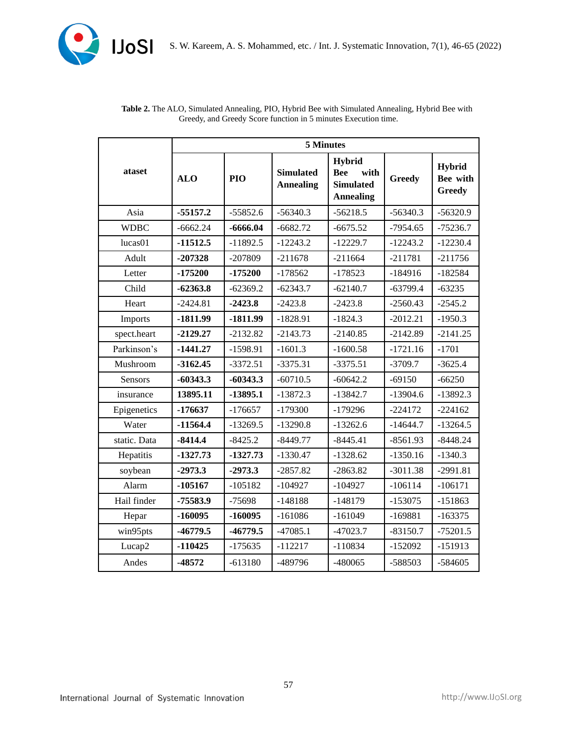**Table 2.** The ALO, Simulated Annealing, PIO, Hybrid Bee with Simulated Annealing, Hybrid Bee with Greedy, and Greedy Score function in 5 minutes Execution time.

| ataset | 5 Minutes | | | | | |
|---|---|---|---|---|---|---|
| | **ALO** | **PIO** | **Simulated Annealing** | **Hybrid Bee with Simulated Annealing** | **Greedy** | **Hybrid Bee with Greedy** |
| Asia | **-55157.2** | -55852.6 | -56340.3 | -56218.5 | -56340.3 | -56320.9 |
| WDBC | -6662.24 | **-6666.04** | -6682.72 | -6675.52 | -7954.65 | -75236.7 |
| lucas01 | **-11512.5** | -11892.5 | -12243.2 | -12229.7 | -12243.2 | -12230.4 |
| Adult | **-207328** | -207809 | -211678 | -211664 | -211781 | -211756 |
| Letter | **-175200** | **-175200** | -178562 | -178523 | -184916 | -182584 |
| Child | **-62363.8** | -62369.2 | -62343.7 | -62140.7 | -63799.4 | -63235 |
| Heart | -2424.81 | **-2423.8** | -2423.8 | -2423.8 | -2560.43 | -2545.2 |
| Imports | **-1811.99** | **-1811.99** | -1828.91 | -1824.3 | -2012.21 | -1950.3 |
| spect.heart | **-2129.27** | -2132.82 | -2143.73 | -2140.85 | -2142.89 | -2141.25 |
| Parkinson's | **-1441.27** | -1598.91 | -1601.3 | -1600.58 | -1721.16 | -1701 |
| Mushroom | **-3162.45** | -3372.51 | -3375.31 | -3375.51 | -3709.7 | -3625.4 |
| Sensors | **-60343.3** | **-60343.3** | -60710.5 | -60642.2 | -69150 | -66250 |
| insurance | **13895.11** | **-13895.1** | -13872.3 | -13842.7 | -13904.6 | -13892.3 |
| Epigenetics | **-176637** | -176657 | -179300 | -179296 | -224172 | -224162 |
| Water | **-11564.4** | -13269.5 | -13290.8 | -13262.6 | -14644.7 | -13264.5 |
| static. Data | **-8414.4** | -8425.2 | -8449.77 | -8445.41 | -8561.93 | -8448.24 |
| Hepatitis | **-1327.73** | **-1327.73** | -1330.47 | -1328.62 | -1350.16 | -1340.3 |
| soybean | **-2973.3** | **-2973.3** | -2857.82 | -2863.82 | -3011.38 | -2991.81 |
| Alarm | **-105167** | -105182 | -104927 | -104927 | -106114 | -106171 |
| Hail finder | **-75583.9** | -75698 | -148188 | -148179 | -153075 | -151863 |
| Hepar | **-160095** | **-160095** | -161086 | -161049 | -169881 | -163375 |
| win95pts | **-46779.5** | **-46779.5** | -47085.1 | -47023.7 | -83150.7 | -75201.5 |
| Lucap2 | **-110425** | -175635 | -112217 | -110834 | -152092 | -151913 |
| Andes | **-48572** | -613180 | -489796 | -480065 | -588503 | -584605 |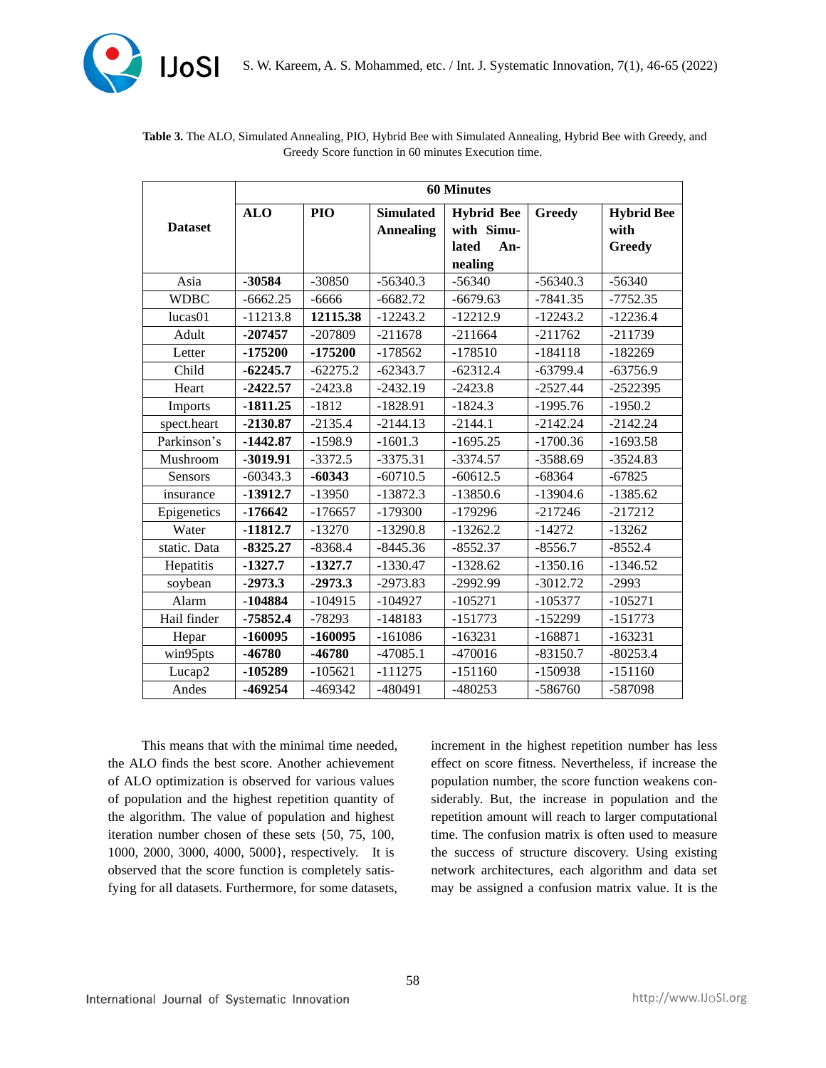**Table 3.** The ALO, Simulated Annealing, PIO, Hybrid Bee with Simulated Annealing, Hybrid Bee with Greedy, and Greedy Score function in 60 minutes Execution time.

| Dataset | 60 Minutes | | | | | |
|---|---|---|---|---|---|---|
| | **ALO** | **PIO** | **Simulated Annealing** | **Hybrid Bee with Simulated Annealing** | **Greedy** | **Hybrid Bee with Greedy** |
| Asia | **-30584** | -30850 | -56340.3 | -56340 | -56340.3 | -56340 |
| WDBC | -6662.25 | -6666 | -6682.72 | -6679.63 | -7841.35 | -7752.35 |
| lucas01 | -11213.8 | **12115.38** | -12243.2 | -12212.9 | -12243.2 | -12236.4 |
| Adult | **-207457** | -207809 | -211678 | -211664 | -211762 | -211739 |
| Letter | **-175200** | **-175200** | -178562 | -178510 | -184118 | -182269 |
| Child | **-62245.7** | -62275.2 | -62343.7 | -62312.4 | -63799.4 | -63756.9 |
| Heart | **-2422.57** | -2423.8 | -2432.19 | -2423.8 | -2527.44 | -2522395 |
| Imports | **-1811.25** | -1812 | -1828.91 | -1824.3 | -1995.76 | -1950.2 |
| spect.heart | **-2130.87** | -2135.4 | -2144.13 | -2144.1 | -2142.24 | -2142.24 |
| Parkinson's | **-1442.87** | -1598.9 | -1601.3 | -1695.25 | -1700.36 | -1693.58 |
| Mushroom | **-3019.91** | -3372.5 | -3375.31 | -3374.57 | -3588.69 | -3524.83 |
| Sensors | -60343.3 | **-60343** | -60710.5 | -60612.5 | -68364 | -67825 |
| insurance | **-13912.7** | -13950 | -13872.3 | -13850.6 | -13904.6 | -1385.62 |
| Epigenetics | **-176642** | -176657 | -179300 | -179296 | -217246 | -217212 |
| Water | **-11812.7** | -13270 | -13290.8 | -13262.2 | -14272 | -13262 |
| static. Data | **-8325.27** | -8368.4 | -8445.36 | -8552.37 | -8556.7 | -8552.4 |
| Hepatitis | **-1327.7** | **-1327.7** | -1330.47 | -1328.62 | -1350.16 | -1346.52 |
| soybean | **-2973.3** | **-2973.3** | -2973.83 | -2992.99 | -3012.72 | -2993 |
| Alarm | **-104884** | -104915 | -104927 | -105271 | -105377 | -105271 |
| Hail finder | **-75852.4** | -78293 | -148183 | -151773 | -152299 | -151773 |
| Hepar | **-160095** | **-160095** | -161086 | -163231 | -168871 | -163231 |
| win95pts | **-46780** | **-46780** | -47085.1 | -470016 | -83150.7 | -80253.4 |
| Lucap2 | **-105289** | -105621 | -111275 | -151160 | -150938 | -151160 |
| Andes | **-469254** | -469342 | -480491 | -480253 | -586760 | -587098 |

This means that with the minimal time needed, the ALO finds the best score. Another achievement of ALO optimization is observed for various values of population and the highest repetition quantity of the algorithm. The value of population and highest iteration number chosen of these sets {50, 75, 100, 1000, 2000, 3000, 4000, 5000}, respectively. It is observed that the score function is completely satisfying for all datasets. Furthermore, for some datasets, increment in the highest repetition number has less effect on score fitness. Nevertheless, if increase the population number, the score function weakens considerably. But, the increase in population and the repetition amount will reach to larger computational time. The confusion matrix is often used to measure the success of structure discovery. Using existing network architectures, each algorithm and data set may be assigned a confusion matrix value. It is the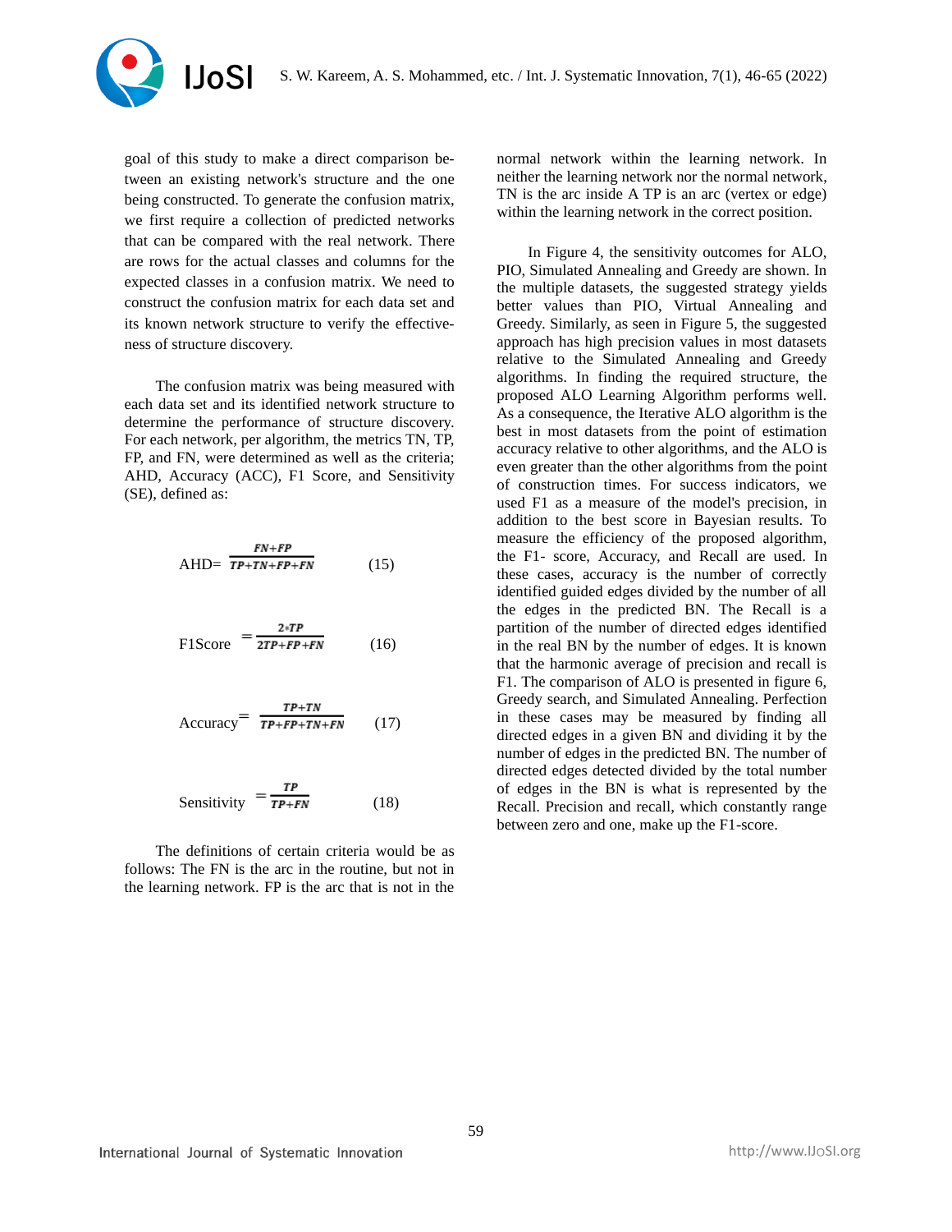goal of this study to make a direct comparison between an existing network's structure and the one being constructed. To generate the confusion matrix, we first require a collection of predicted networks that can be compared with the real network. There are rows for the actual classes and columns for the expected classes in a confusion matrix. We need to construct the confusion matrix for each data set and its known network structure to verify the effectiveness of structure discovery.

The confusion matrix was being measured with each data set and its identified network structure to determine the performance of structure discovery. For each network, per algorithm, the metrics TN, TP, FP, and FN, were determined as well as the criteria; AHD, Accuracy (ACC), F1 Score, and Sensitivity (SE), defined as:

$$\text{AHD} = \frac{FN+FP}{TP+TN+FP+FN} \tag{15}$$

$$\text{F1Score} = \frac{2*TP}{2TP+FP+FN} \tag{16}$$

$$\text{Accuracy} = \frac{TP+TN}{TP+FP+TN+FN} \tag{17}$$

$$\text{Sensitivity} = \frac{TP}{TP+FN} \tag{18}$$

The definitions of certain criteria would be as follows: The FN is the arc in the routine, but not in the learning network. FP is the arc that is not in the normal network within the learning network. In neither the learning network nor the normal network, TN is the arc inside A TP is an arc (vertex or edge) within the learning network in the correct position.

In Figure 4, the sensitivity outcomes for ALO, PIO, Simulated Annealing and Greedy are shown. In the multiple datasets, the suggested strategy yields better values than PIO, Virtual Annealing and Greedy. Similarly, as seen in Figure 5, the suggested approach has high precision values in most datasets relative to the Simulated Annealing and Greedy algorithms. In finding the required structure, the proposed ALO Learning Algorithm performs well. As a consequence, the Iterative ALO algorithm is the best in most datasets from the point of estimation accuracy relative to other algorithms, and the ALO is even greater than the other algorithms from the point of construction times. For success indicators, we used F1 as a measure of the model's precision, in addition to the best score in Bayesian results. To measure the efficiency of the proposed algorithm, the F1- score, Accuracy, and Recall are used. In these cases, accuracy is the number of correctly identified guided edges divided by the number of all the edges in the predicted BN. The Recall is a partition of the number of directed edges identified in the real BN by the number of edges. It is known that the harmonic average of precision and recall is F1. The comparison of ALO is presented in figure 6, Greedy search, and Simulated Annealing. Perfection in these cases may be measured by finding all directed edges in a given BN and dividing it by the number of edges in the predicted BN. The number of directed edges detected divided by the total number of edges in the BN is what is represented by the Recall. Precision and recall, which constantly range between zero and one, make up the F1-score.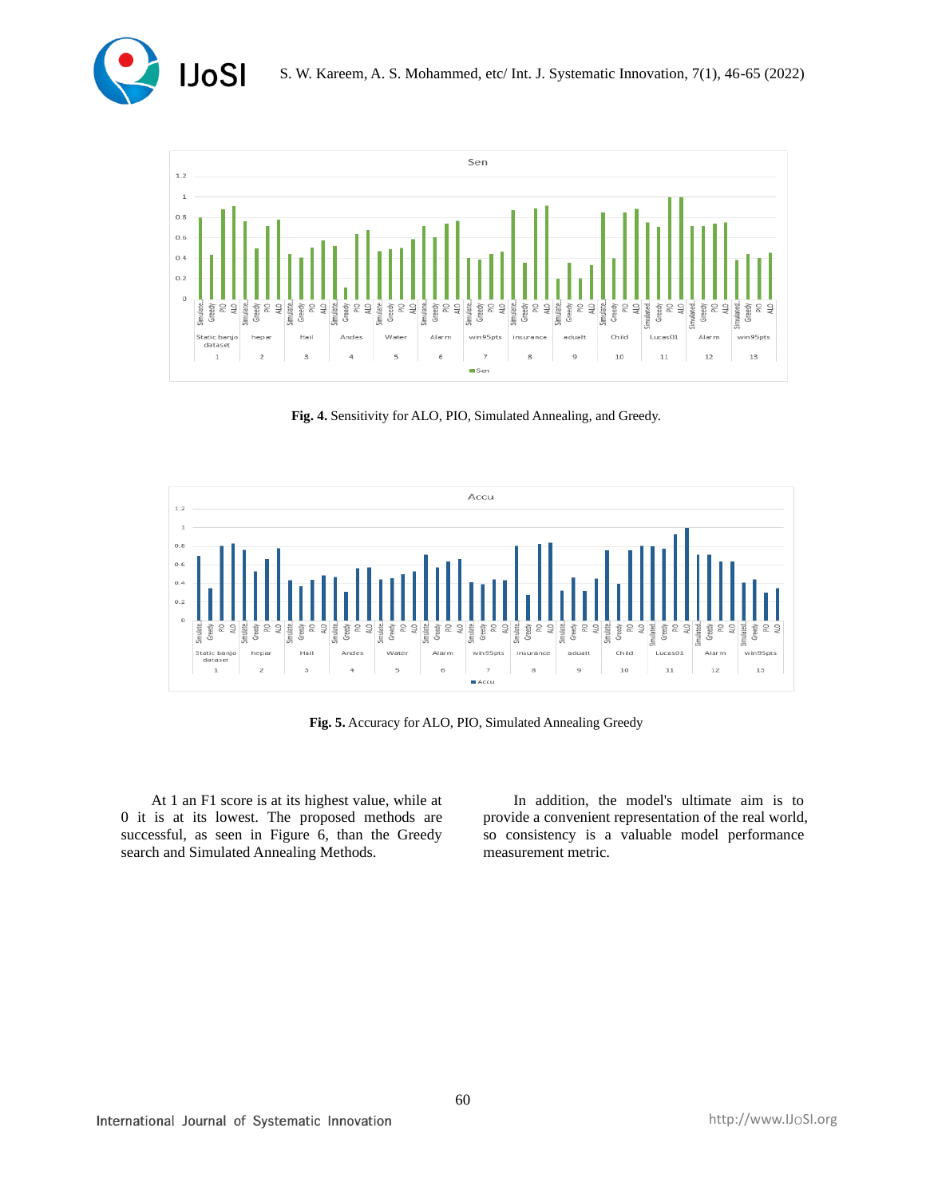**Fig. 4.** Sensitivity for ALO, PIO, Simulated Annealing, and Greedy.

**Fig. 5.** Accuracy for ALO, PIO, Simulated Annealing Greedy

At 1 an F1 score is at its highest value, while at 0 it is at its lowest. The proposed methods are successful, as seen in Figure 6, than the Greedy search and Simulated Annealing Methods.

In addition, the model's ultimate aim is to provide a convenient representation of the real world, so consistency is a valuable model performance measurement metric.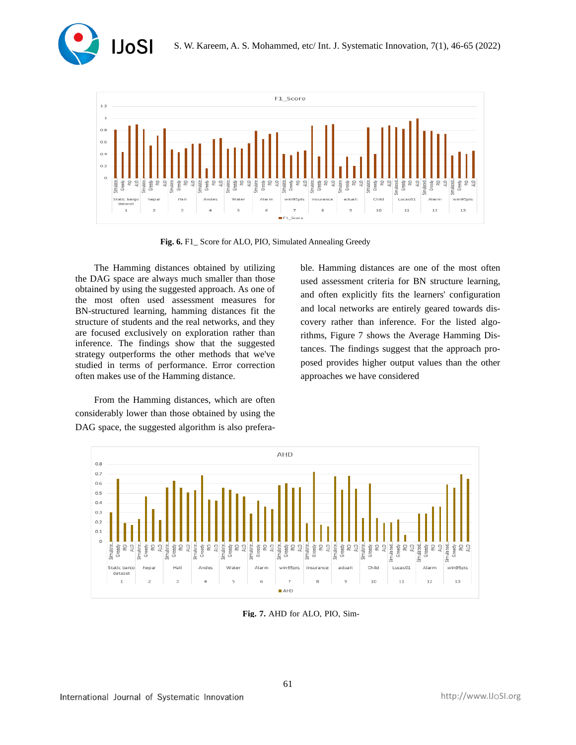Fig. 6. F1_ Score for ALO, PIO, Simulated Annealing Greedy

The Hamming distances obtained by utilizing the DAG space are always much smaller than those obtained by using the suggested approach. As one of the most often used assessment measures for BN-structured learning, hamming distances fit the structure of students and the real networks, and they are focused exclusively on exploration rather than inference. The findings show that the suggested strategy outperforms the other methods that we've studied in terms of performance. Error correction often makes use of the Hamming distance.

From the Hamming distances, which are often considerably lower than those obtained by using the DAG space, the suggested algorithm is also preferable. Hamming distances are one of the most often used assessment criteria for BN structure learning, and often explicitly fits the learners' configuration and local networks are entirely geared towards discovery rather than inference. For the listed algorithms, Figure 7 shows the Average Hamming Distances. The findings suggest that the approach proposed provides higher output values than the other approaches we have considered

Fig. 7. AHD for ALO, PIO, Sim-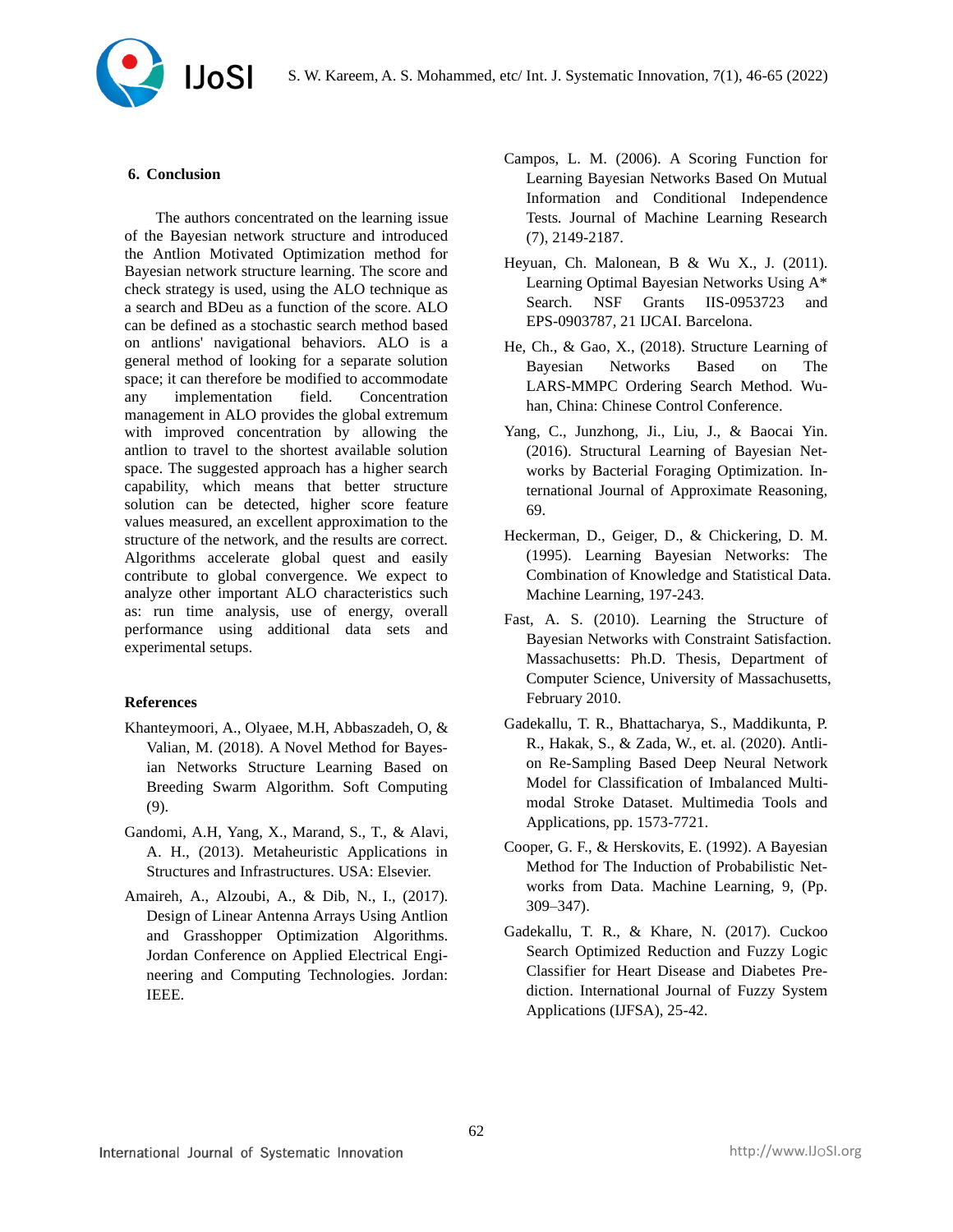## 6. Conclusion

The authors concentrated on the learning issue of the Bayesian network structure and introduced the Antlion Motivated Optimization method for Bayesian network structure learning. The score and check strategy is used, using the ALO technique as a search and BDeu as a function of the score. ALO can be defined as a stochastic search method based on antlions' navigational behaviors. ALO is a general method of looking for a separate solution space; it can therefore be modified to accommodate any implementation field. Concentration management in ALO provides the global extremum with improved concentration by allowing the antlion to travel to the shortest available solution space. The suggested approach has a higher search capability, which means that better structure solution can be detected, higher score feature values measured, an excellent approximation to the structure of the network, and the results are correct. Algorithms accelerate global quest and easily contribute to global convergence. We expect to analyze other important ALO characteristics such as: run time analysis, use of energy, overall performance using additional data sets and experimental setups.

## References

Khanteymoori, A., Olyaee, M.H, Abbaszadeh, O, & Valian, M. (2018). A Novel Method for Bayesian Networks Structure Learning Based on Breeding Swarm Algorithm. Soft Computing (9).

Gandomi, A.H, Yang, X., Marand, S., T., & Alavi, A. H., (2013). Metaheuristic Applications in Structures and Infrastructures. USA: Elsevier.

Amaireh, A., Alzoubi, A., & Dib, N., I., (2017). Design of Linear Antenna Arrays Using Antlion and Grasshopper Optimization Algorithms. Jordan Conference on Applied Electrical Engineering and Computing Technologies. Jordan: IEEE.

Campos, L. M. (2006). A Scoring Function for Learning Bayesian Networks Based On Mutual Information and Conditional Independence Tests. Journal of Machine Learning Research (7), 2149-2187.

Heyuan, Ch. Malonean, B & Wu X., J. (2011). Learning Optimal Bayesian Networks Using A* Search. NSF Grants IIS-0953723 and EPS-0903787, 21 IJCAI. Barcelona.

He, Ch., & Gao, X., (2018). Structure Learning of Bayesian Networks Based on The LARS-MMPC Ordering Search Method. Wuhan, China: Chinese Control Conference.

Yang, C., Junzhong, Ji., Liu, J., & Baocai Yin. (2016). Structural Learning of Bayesian Networks by Bacterial Foraging Optimization. International Journal of Approximate Reasoning, 69.

Heckerman, D., Geiger, D., & Chickering, D. M. (1995). Learning Bayesian Networks: The Combination of Knowledge and Statistical Data. Machine Learning, 197-243.

Fast, A. S. (2010). Learning the Structure of Bayesian Networks with Constraint Satisfaction. Massachusetts: Ph.D. Thesis, Department of Computer Science, University of Massachusetts, February 2010.

Gadekallu, T. R., Bhattacharya, S., Maddikunta, P. R., Hakak, S., & Zada, W., et. al. (2020). Antlion Re-Sampling Based Deep Neural Network Model for Classification of Imbalanced Multimodal Stroke Dataset. Multimedia Tools and Applications, pp. 1573-7721.

Cooper, G. F., & Herskovits, E. (1992). A Bayesian Method for The Induction of Probabilistic Networks from Data. Machine Learning, 9, (Pp. 309–347).

Gadekallu, T. R., & Khare, N. (2017). Cuckoo Search Optimized Reduction and Fuzzy Logic Classifier for Heart Disease and Diabetes Prediction. International Journal of Fuzzy System Applications (IJFSA), 25-42.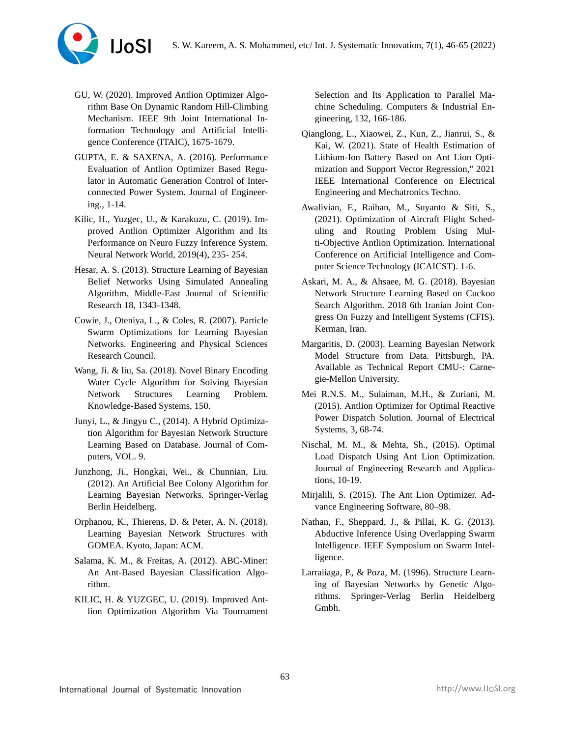GU, W. (2020). Improved Antlion Optimizer Algorithm Base On Dynamic Random Hill-Climbing Mechanism. IEEE 9th Joint International Information Technology and Artificial Intelligence Conference (ITAIC), 1675-1679.

GUPTA, E. & SAXENA, A. (2016). Performance Evaluation of Antlion Optimizer Based Regulator in Automatic Generation Control of Interconnected Power System. Journal of Engineering., 1-14.

Kilic, H., Yuzgec, U., & Karakuzu, C. (2019). Improved Antlion Optimizer Algorithm and Its Performance on Neuro Fuzzy Inference System. Neural Network World, 2019(4), 235- 254.

Hesar, A. S. (2013). Structure Learning of Bayesian Belief Networks Using Simulated Annealing Algorithm. Middle-East Journal of Scientific Research 18, 1343-1348.

Cowie, J., Oteniya, L., & Coles, R. (2007). Particle Swarm Optimizations for Learning Bayesian Networks. Engineering and Physical Sciences Research Council.

Wang, Ji. & liu, Sa. (2018). Novel Binary Encoding Water Cycle Algorithm for Solving Bayesian Network Structures Learning Problem. Knowledge-Based Systems, 150.

Junyi, L., & Jingyu C., (2014). A Hybrid Optimization Algorithm for Bayesian Network Structure Learning Based on Database. Journal of Computers, VOL. 9.

Junzhong, Ji., Hongkai, Wei., & Chunnian, Liu. (2012). An Artificial Bee Colony Algorithm for Learning Bayesian Networks. Springer-Verlag Berlin Heidelberg.

Orphanou, K., Thierens, D. & Peter, A. N. (2018). Learning Bayesian Network Structures with GOMEA. Kyoto, Japan: ACM.

Salama, K. M., & Freitas, A. (2012). ABC-Miner: An Ant-Based Bayesian Classification Algorithm.

KILIC, H. & YUZGEC, U. (2019). Improved Antlion Optimization Algorithm Via Tournament Selection and Its Application to Parallel Machine Scheduling. Computers & Industrial Engineering, 132, 166-186.

Qianglong, L., Xiaowei, Z., Kun, Z., Jianrui, S., & Kai, W. (2021). State of Health Estimation of Lithium-Ion Battery Based on Ant Lion Optimization and Support Vector Regression," 2021 IEEE International Conference on Electrical Engineering and Mechatronics Techno.

Awalivian, F., Raihan, M., Suyanto & Siti, S., (2021). Optimization of Aircraft Flight Scheduling and Routing Problem Using Multi-Objective Antlion Optimization. International Conference on Artificial Intelligence and Computer Science Technology (ICAICST). 1-6.

Askari, M. A., & Ahsaee, M. G. (2018). Bayesian Network Structure Learning Based on Cuckoo Search Algorithm. 2018 6th Iranian Joint Congress On Fuzzy and Intelligent Systems (CFIS). Kerman, Iran.

Margaritis, D. (2003). Learning Bayesian Network Model Structure from Data. Pittsburgh, PA. Available as Technical Report CMU-: Carnegie-Mellon University.

Mei R.N.S. M., Sulaiman, M.H., & Zuriani, M. (2015). Antlion Optimizer for Optimal Reactive Power Dispatch Solution. Journal of Electrical Systems, 3, 68-74.

Nischal, M. M., & Mehta, Sh., (2015). Optimal Load Dispatch Using Ant Lion Optimization. Journal of Engineering Research and Applications, 10-19.

Mirjalili, S. (2015). The Ant Lion Optimizer. Advance Engineering Software, 80–98.

Nathan, F., Sheppard, J., & Pillai, K. G. (2013). Abductive Inference Using Overlapping Swarm Intelligence. IEEE Symposium on Swarm Intelligence.

Larraiiaga, P., & Poza, M. (1996). Structure Learning of Bayesian Networks by Genetic Algorithms. Springer-Verlag Berlin Heidelberg Gmbh.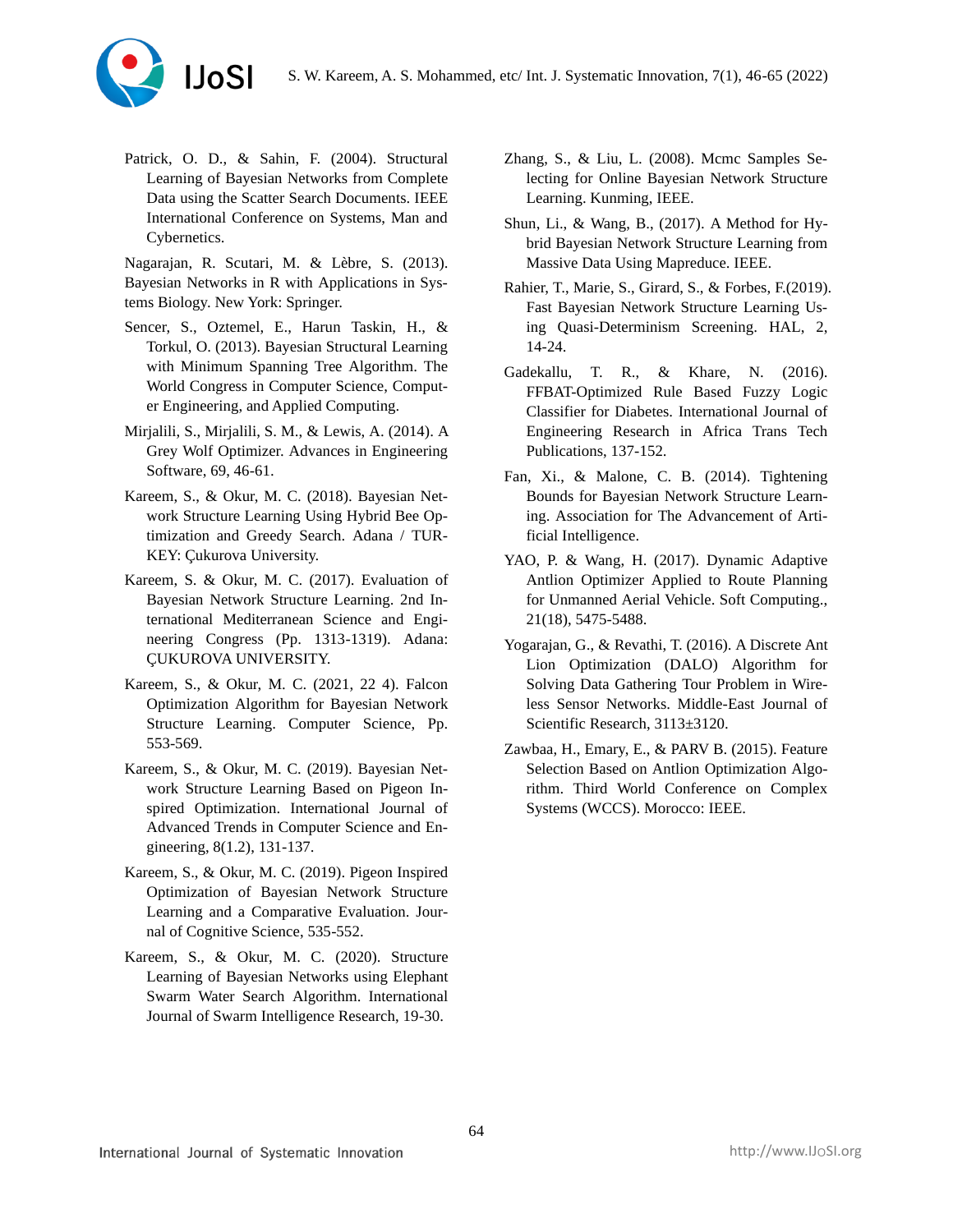Patrick, O. D., & Sahin, F. (2004). Structural Learning of Bayesian Networks from Complete Data using the Scatter Search Documents. IEEE International Conference on Systems, Man and Cybernetics.

Nagarajan, R. Scutari, M. & Lèbre, S. (2013). Bayesian Networks in R with Applications in Systems Biology. New York: Springer.

Sencer, S., Oztemel, E., Harun Taskin, H., & Torkul, O. (2013). Bayesian Structural Learning with Minimum Spanning Tree Algorithm. The World Congress in Computer Science, Computer Engineering, and Applied Computing.

Mirjalili, S., Mirjalili, S. M., & Lewis, A. (2014). A Grey Wolf Optimizer. Advances in Engineering Software, 69, 46-61.

Kareem, S., & Okur, M. C. (2018). Bayesian Network Structure Learning Using Hybrid Bee Optimization and Greedy Search. Adana / TURKEY: Çukurova University.

Kareem, S. & Okur, M. C. (2017). Evaluation of Bayesian Network Structure Learning. 2nd International Mediterranean Science and Engineering Congress (Pp. 1313-1319). Adana: ÇUKUROVA UNIVERSITY.

Kareem, S., & Okur, M. C. (2021, 22 4). Falcon Optimization Algorithm for Bayesian Network Structure Learning. Computer Science, Pp. 553-569.

Kareem, S., & Okur, M. C. (2019). Bayesian Network Structure Learning Based on Pigeon Inspired Optimization. International Journal of Advanced Trends in Computer Science and Engineering, 8(1.2), 131-137.

Kareem, S., & Okur, M. C. (2019). Pigeon Inspired Optimization of Bayesian Network Structure Learning and a Comparative Evaluation. Journal of Cognitive Science, 535-552.

Kareem, S., & Okur, M. C. (2020). Structure Learning of Bayesian Networks using Elephant Swarm Water Search Algorithm. International Journal of Swarm Intelligence Research, 19-30.

Zhang, S., & Liu, L. (2008). Mcmc Samples Selecting for Online Bayesian Network Structure Learning. Kunming, IEEE.

Shun, Li., & Wang, B., (2017). A Method for Hybrid Bayesian Network Structure Learning from Massive Data Using Mapreduce. IEEE.

Rahier, T., Marie, S., Girard, S., & Forbes, F.(2019). Fast Bayesian Network Structure Learning Using Quasi-Determinism Screening. HAL, 2, 14-24.

Gadekallu, T. R., & Khare, N. (2016). FFBAT-Optimized Rule Based Fuzzy Logic Classifier for Diabetes. International Journal of Engineering Research in Africa Trans Tech Publications, 137-152.

Fan, Xi., & Malone, C. B. (2014). Tightening Bounds for Bayesian Network Structure Learning. Association for The Advancement of Artificial Intelligence.

YAO, P. & Wang, H. (2017). Dynamic Adaptive Antlion Optimizer Applied to Route Planning for Unmanned Aerial Vehicle. Soft Computing., 21(18), 5475-5488.

Yogarajan, G., & Revathi, T. (2016). A Discrete Ant Lion Optimization (DALO) Algorithm for Solving Data Gathering Tour Problem in Wireless Sensor Networks. Middle-East Journal of Scientific Research, 3113±3120.

Zawbaa, H., Emary, E., & PARV B. (2015). Feature Selection Based on Antlion Optimization Algorithm. Third World Conference on Complex Systems (WCCS). Morocco: IEEE.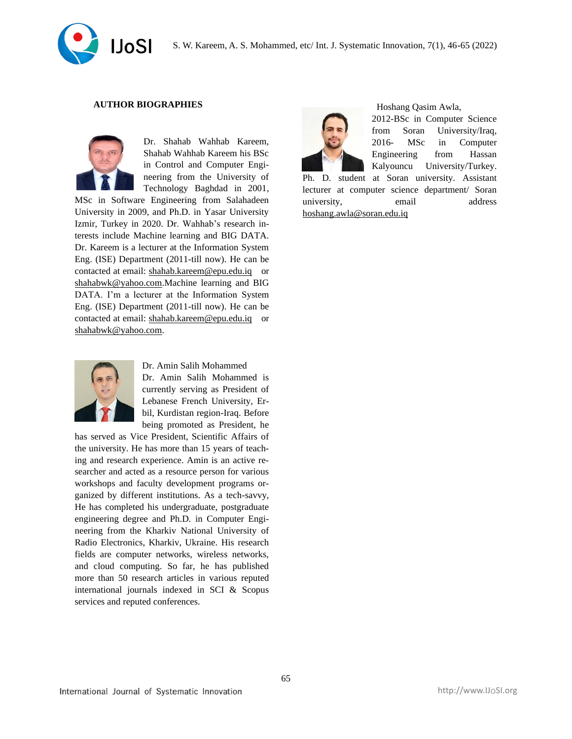**AUTHOR BIOGRAPHIES**

Dr. Shahab Wahhab Kareem, Shahab Wahhab Kareem his BSc in Control and Computer Engineering from the University of Technology Baghdad in 2001, MSc in Software Engineering from Salahadeen University in 2009, and Ph.D. in Yasar University Izmir, Turkey in 2020. Dr. Wahhab's research interests include Machine learning and BIG DATA. Dr. Kareem is a lecturer at the Information System Eng. (ISE) Department (2011-till now). He can be contacted at email: shahab.kareem@epu.edu.iq or shahabwk@yahoo.com.Machine learning and BIG DATA. I'm a lecturer at the Information System Eng. (ISE) Department (2011-till now). He can be contacted at email: shahab.kareem@epu.edu.iq or shahabwk@yahoo.com.

Dr. Amin Salih Mohammed
Dr. Amin Salih Mohammed is currently serving as President of Lebanese French University, Erbil, Kurdistan region-Iraq. Before being promoted as President, he has served as Vice President, Scientific Affairs of the university. He has more than 15 years of teaching and research experience. Amin is an active researcher and acted as a resource person for various workshops and faculty development programs organized by different institutions. As a tech-savvy, He has completed his undergraduate, postgraduate engineering degree and Ph.D. in Computer Engineering from the Kharkiv National University of Radio Electronics, Kharkiv, Ukraine. His research fields are computer networks, wireless networks, and cloud computing. So far, he has published more than 50 research articles in various reputed international journals indexed in SCI & Scopus services and reputed conferences.

Hoshang Qasim Awla, 2012-BSc in Computer Science from Soran University/Iraq, 2016- MSc in Computer Engineering from Hassan Kalyouncu University/Turkey. Ph. D. student at Soran university. Assistant lecturer at computer science department/ Soran university, email address hoshang.awla@soran.edu.iq